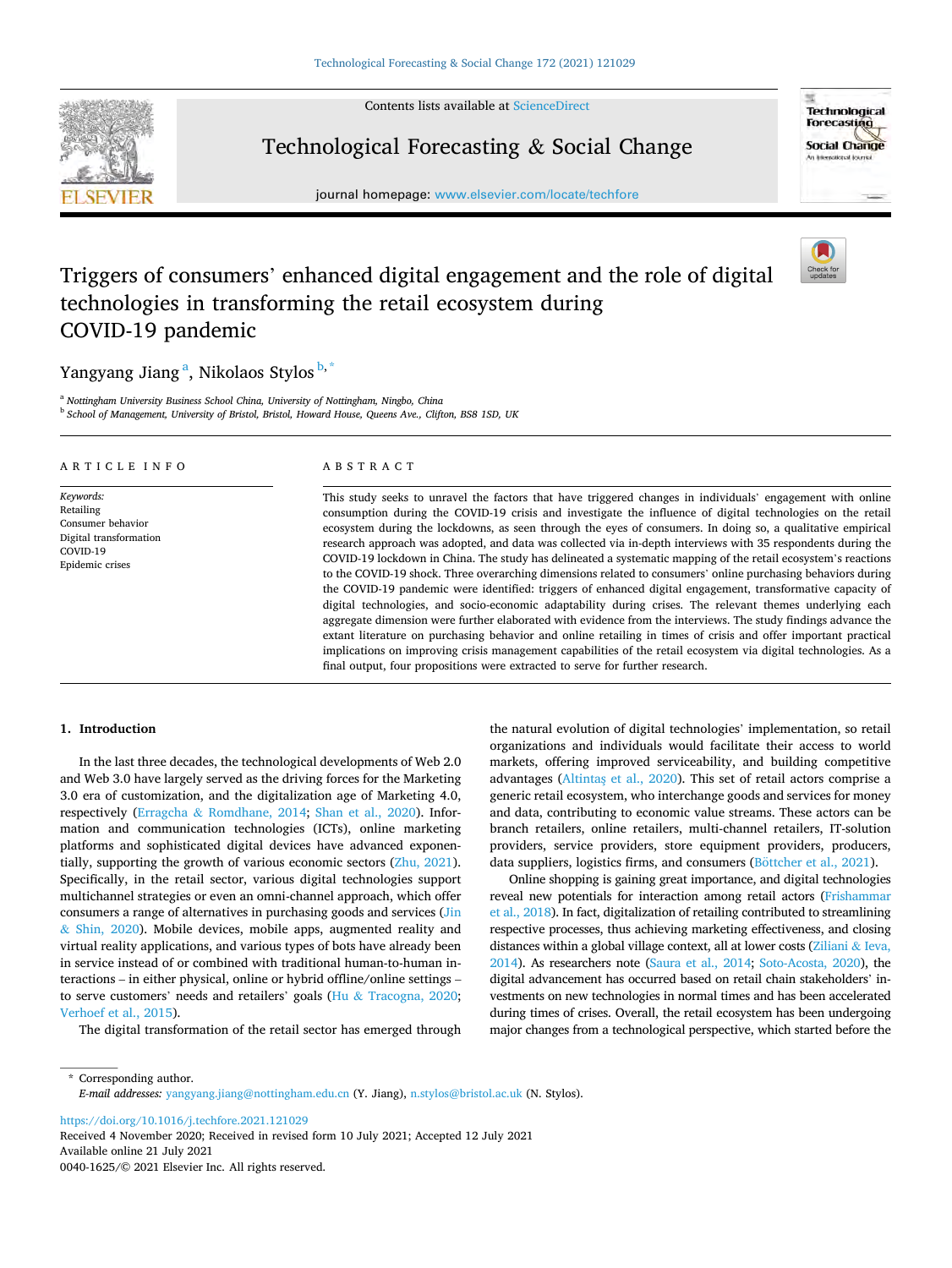# Triggers of consumers' enhanced digital engagement and the role of digital technologies in transforming the retail ecosystem during COVID-19 pandemic

Yangyang Jiang [a], Nikolaos Stylos [b,*]

[a] Nottingham University Business School China, University of Nottingham, Ningbo, China
[b] School of Management, University of Bristol, Bristol, Howard House, Queens Ave., Clifton, BS8 1SD, UK

## ARTICLE INFO

*Keywords:*
Retailing
Consumer behavior
Digital transformation
COVID-19
Epidemic crises

## ABSTRACT

This study seeks to unravel the factors that have triggered changes in individuals' engagement with online consumption during the COVID-19 crisis and investigate the influence of digital technologies on the retail ecosystem during the lockdowns, as seen through the eyes of consumers. In doing so, a qualitative empirical research approach was adopted, and data was collected via in-depth interviews with 35 respondents during the COVID-19 lockdown in China. The study has delineated a systematic mapping of the retail ecosystem's reactions to the COVID-19 shock. Three overarching dimensions related to consumers' online purchasing behaviors during the COVID-19 pandemic were identified: triggers of enhanced digital engagement, transformative capacity of digital technologies, and socio-economic adaptability during crises. The relevant themes underlying each aggregate dimension were further elaborated with evidence from the interviews. The study findings advance the extant literature on purchasing behavior and online retailing in times of crisis and offer important practical implications on improving crisis management capabilities of the retail ecosystem via digital technologies. As a final output, four propositions were extracted to serve for further research.

## 1. Introduction

In the last three decades, the technological developments of Web 2.0 and Web 3.0 have largely served as the driving forces for the Marketing 3.0 era of customization, and the digitalization age of Marketing 4.0, respectively (Erragcha & Romdhane, 2014; Shan et al., 2020). Information and communication technologies (ICTs), online marketing platforms and sophisticated digital devices have advanced exponentially, supporting the growth of various economic sectors (Zhu, 2021). Specifically, in the retail sector, various digital technologies support multichannel strategies or even an omni-channel approach, which offer consumers a range of alternatives in purchasing goods and services (Jin & Shin, 2020). Mobile devices, mobile apps, augmented reality and virtual reality applications, and various types of bots have already been in service instead of or combined with traditional human-to-human interactions – in either physical, online or hybrid offline/online settings – to serve customers' needs and retailers' goals (Hu & Tracogna, 2020; Verhoef et al., 2015).

The digital transformation of the retail sector has emerged through the natural evolution of digital technologies' implementation, so retail organizations and individuals would facilitate their access to world markets, offering improved serviceability, and building competitive advantages (Altintaş et al., 2020). This set of retail actors comprise a generic retail ecosystem, who interchange goods and services for money and data, contributing to economic value streams. These actors can be branch retailers, online retailers, multi-channel retailers, IT-solution providers, service providers, store equipment providers, producers, data suppliers, logistics firms, and consumers (Böttcher et al., 2021).

Online shopping is gaining great importance, and digital technologies reveal new potentials for interaction among retail actors (Frishammar et al., 2018). In fact, digitalization of retailing contributed to streamlining respective processes, thus achieving marketing effectiveness, and closing distances within a global village context, all at lower costs (Ziliani & Ieva, 2014). As researchers note (Saura et al., 2014; Soto-Acosta, 2020), the digital advancement has occurred based on retail chain stakeholders' investments on new technologies in normal times and has been accelerated during times of crises. Overall, the retail ecosystem has been undergoing major changes from a technological perspective, which started before the

---

* Corresponding author.
*E-mail addresses:* yangyang.jiang@nottingham.edu.cn (Y. Jiang), n.stylos@bristol.ac.uk (N. Stylos).

https://doi.org/10.1016/j.techfore.2021.121029
Received 4 November 2020; Received in revised form 10 July 2021; Accepted 12 July 2021
Available online 21 July 2021
0040-1625/© 2021 Elsevier Inc. All rights reserved.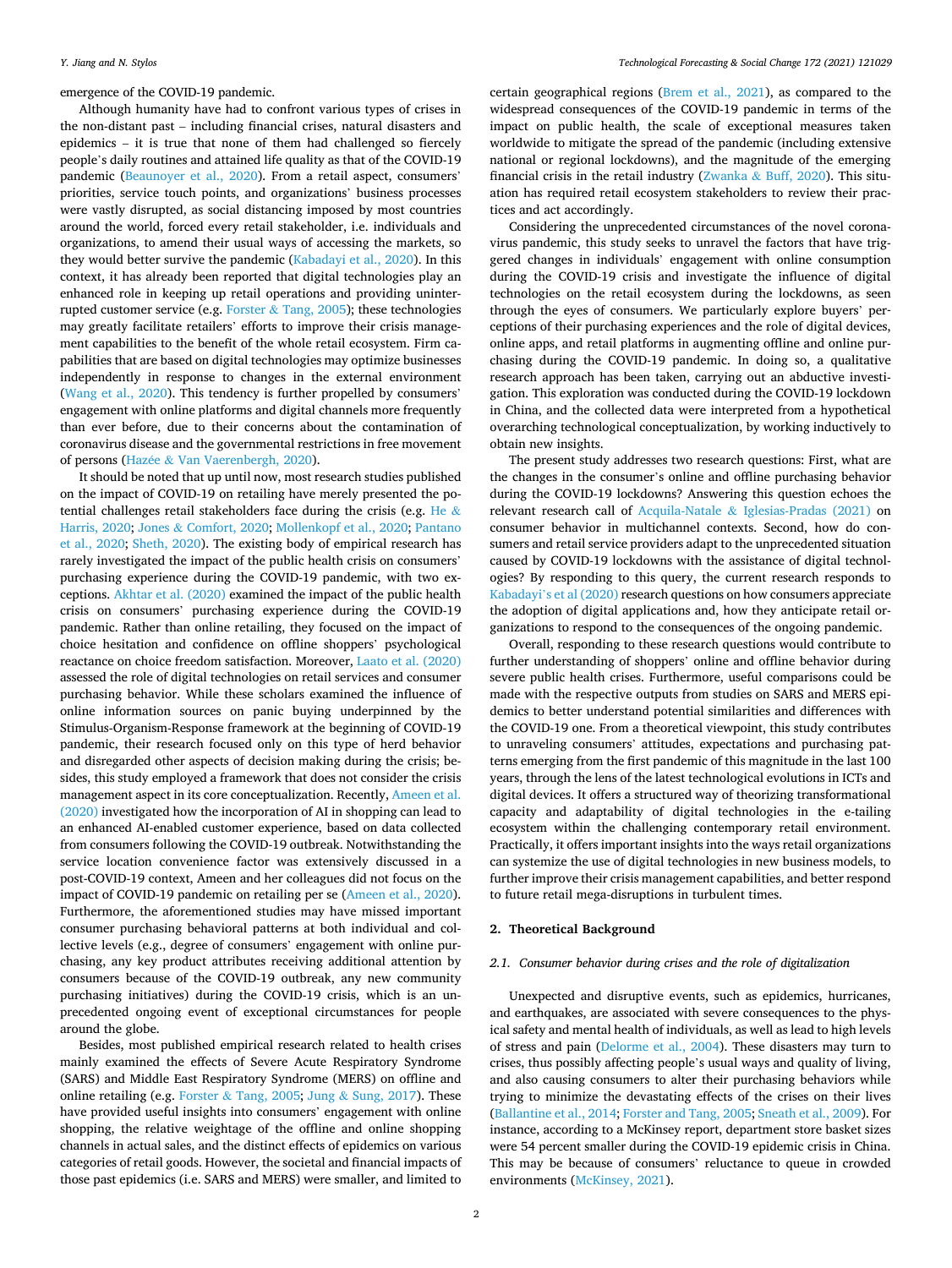emergence of the COVID-19 pandemic.

Although humanity have had to confront various types of crises in the non-distant past – including financial crises, natural disasters and epidemics – it is true that none of them had challenged so fiercely people's daily routines and attained life quality as that of the COVID-19 pandemic (Beaunoyer et al., 2020). From a retail aspect, consumers' priorities, service touch points, and organizations' business processes were vastly disrupted, as social distancing imposed by most countries around the world, forced every retail stakeholder, i.e. individuals and organizations, to amend their usual ways of accessing the markets, so they would better survive the pandemic (Kabadayi et al., 2020). In this context, it has already been reported that digital technologies play an enhanced role in keeping up retail operations and providing uninterrupted customer service (e.g. Forster & Tang, 2005); these technologies may greatly facilitate retailers' efforts to improve their crisis management capabilities to the benefit of the whole retail ecosystem. Firm capabilities that are based on digital technologies may optimize businesses independently in response to changes in the external environment (Wang et al., 2020). This tendency is further propelled by consumers' engagement with online platforms and digital channels more frequently than ever before, due to their concerns about the contamination of coronavirus disease and the governmental restrictions in free movement of persons (Hazée & Van Vaerenbergh, 2020).

It should be noted that up until now, most research studies published on the impact of COVID-19 on retailing have merely presented the potential challenges retail stakeholders face during the crisis (e.g. He & Harris, 2020; Jones & Comfort, 2020; Mollenkopf et al., 2020; Pantano et al., 2020; Sheth, 2020). The existing body of empirical research has rarely investigated the impact of the public health crisis on consumers' purchasing experience during the COVID-19 pandemic, with two exceptions. Akhtar et al. (2020) examined the impact of the public health crisis on consumers' purchasing experience during the COVID-19 pandemic. Rather than online retailing, they focused on the impact of choice hesitation and confidence on offline shoppers' psychological reactance on choice freedom satisfaction. Moreover, Laato et al. (2020) assessed the role of digital technologies on retail services and consumer purchasing behavior. While these scholars examined the influence of online information sources on panic buying underpinned by the Stimulus-Organism-Response framework at the beginning of COVID-19 pandemic, their research focused only on this type of herd behavior and disregarded other aspects of decision making during the crisis; besides, this study employed a framework that does not consider the crisis management aspect in its core conceptualization. Recently, Ameen et al. (2020) investigated how the incorporation of AI in shopping can lead to an enhanced AI-enabled customer experience, based on data collected from consumers following the COVID-19 outbreak. Notwithstanding the service location convenience factor was extensively discussed in a post-COVID-19 context, Ameen and her colleagues did not focus on the impact of COVID-19 pandemic on retailing per se (Ameen et al., 2020). Furthermore, the aforementioned studies may have missed important consumer purchasing behavioral patterns at both individual and collective levels (e.g., degree of consumers' engagement with online purchasing, any key product attributes receiving additional attention by consumers because of the COVID-19 outbreak, any new community purchasing initiatives) during the COVID-19 crisis, which is an unprecedented ongoing event of exceptional circumstances for people around the globe.

Besides, most published empirical research related to health crises mainly examined the effects of Severe Acute Respiratory Syndrome (SARS) and Middle East Respiratory Syndrome (MERS) on offline and online retailing (e.g. Forster & Tang, 2005; Jung & Sung, 2017). These have provided useful insights into consumers' engagement with online shopping, the relative weightage of the offline and online shopping channels in actual sales, and the distinct effects of epidemics on various categories of retail goods. However, the societal and financial impacts of those past epidemics (i.e. SARS and MERS) were smaller, and limited to certain geographical regions (Brem et al., 2021), as compared to the widespread consequences of the COVID-19 pandemic in terms of the impact on public health, the scale of exceptional measures taken worldwide to mitigate the spread of the pandemic (including extensive national or regional lockdowns), and the magnitude of the emerging financial crisis in the retail industry (Zwanka & Buff, 2020). This situation has required retail ecosystem stakeholders to review their practices and act accordingly.

Considering the unprecedented circumstances of the novel coronavirus pandemic, this study seeks to unravel the factors that have triggered changes in individuals' engagement with online consumption during the COVID-19 crisis and investigate the influence of digital technologies on the retail ecosystem during the lockdowns, as seen through the eyes of consumers. We particularly explore buyers' perceptions of their purchasing experiences and the role of digital devices, online apps, and retail platforms in augmenting offline and online purchasing during the COVID-19 pandemic. In doing so, a qualitative research approach has been taken, carrying out an abductive investigation. This exploration was conducted during the COVID-19 lockdown in China, and the collected data were interpreted from a hypothetical overarching technological conceptualization, by working inductively to obtain new insights.

The present study addresses two research questions: First, what are the changes in the consumer's online and offline purchasing behavior during the COVID-19 lockdowns? Answering this question echoes the relevant research call of Acquila-Natale & Iglesias-Pradas (2021) on consumer behavior in multichannel contexts. Second, how do consumers and retail service providers adapt to the unprecedented situation caused by COVID-19 lockdowns with the assistance of digital technologies? By responding to this query, the current research responds to Kabadayi's et al (2020) research questions on how consumers appreciate the adoption of digital applications and, how they anticipate retail organizations to respond to the consequences of the ongoing pandemic.

Overall, responding to these research questions would contribute to further understanding of shoppers' online and offline behavior during severe public health crises. Furthermore, useful comparisons could be made with the respective outputs from studies on SARS and MERS epidemics to better understand potential similarities and differences with the COVID-19 one. From a theoretical viewpoint, this study contributes to unraveling consumers' attitudes, expectations and purchasing patterns emerging from the first pandemic of this magnitude in the last 100 years, through the lens of the latest technological evolutions in ICTs and digital devices. It offers a structured way of theorizing transformational capacity and adaptability of digital technologies in the e-tailing ecosystem within the challenging contemporary retail environment. Practically, it offers important insights into the ways retail organizations can systemize the use of digital technologies in new business models, to further improve their crisis management capabilities, and better respond to future retail mega-disruptions in turbulent times.

## 2. Theoretical Background

### 2.1. Consumer behavior during crises and the role of digitalization

Unexpected and disruptive events, such as epidemics, hurricanes, and earthquakes, are associated with severe consequences to the physical safety and mental health of individuals, as well as lead to high levels of stress and pain (Delorme et al., 2004). These disasters may turn to crises, thus possibly affecting people's usual ways and quality of living, and also causing consumers to alter their purchasing behaviors while trying to minimize the devastating effects of the crises on their lives (Ballantine et al., 2014; Forster and Tang, 2005; Sneath et al., 2009). For instance, according to a McKinsey report, department store basket sizes were 54 percent smaller during the COVID-19 epidemic crisis in China. This may be because of consumers' reluctance to queue in crowded environments (McKinsey, 2021).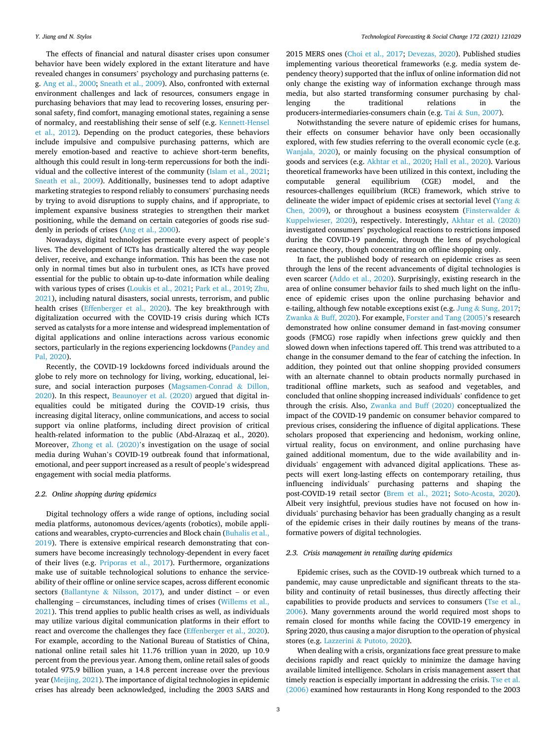The effects of financial and natural disaster crises upon consumer behavior have been widely explored in the extant literature and have revealed changes in consumers' psychology and purchasing patterns (e.g. Ang et al., 2000; Sneath et al., 2009). Also, confronted with external environment challenges and lack of resources, consumers engage in purchasing behaviors that may lead to recovering losses, ensuring personal safety, find comfort, managing emotional states, regaining a sense of normalcy, and reestablishing their sense of self (e.g. Kennett-Hensel et al., 2012). Depending on the product categories, these behaviors include impulsive and compulsive purchasing patterns, which are merely emotion-based and reactive to achieve short-term benefits, although this could result in long-term repercussions for both the individual and the collective interest of the community (Islam et al., 2021; Sneath et al., 2009). Additionally, businesses tend to adopt adaptive marketing strategies to respond reliably to consumers' purchasing needs by trying to avoid disruptions to supply chains, and if appropriate, to implement expansive business strategies to strengthen their market positioning, while the demand on certain categories of goods rise suddenly in periods of crises (Ang et al., 2000).

Nowadays, digital technologies permeate every aspect of people's lives. The development of ICTs has drastically altered the way people deliver, receive, and exchange information. This has been the case not only in normal times but also in turbulent ones, as ICTs have proved essential for the public to obtain up-to-date information while dealing with various types of crises (Loukis et al., 2021; Park et al., 2019; Zhu, 2021), including natural disasters, social unrests, terrorism, and public health crises (Effenberger et al., 2020). The key breakthrough with digitalization occurred with the COVID-19 crisis during which ICTs served as catalysts for a more intense and widespread implementation of digital applications and online interactions across various economic sectors, particularly in the regions experiencing lockdowns (Pandey and Pal, 2020).

Recently, the COVID-19 lockdowns forced individuals around the globe to rely more on technology for living, working, educational, leisure, and social interaction purposes (Magsamen-Conrad & Dillon, 2020). In this respect, Beaunoyer et al. (2020) argued that digital inequalities could be mitigated during the COVID-19 crisis, thus increasing digital literacy, online communications, and access to social support via online platforms, including direct provision of critical health-related information to the public (Abd-Alrazaq et al., 2020). Moreover, Zhong et al. (2020)'s investigation on the usage of social media during Wuhan's COVID-19 outbreak found that informational, emotional, and peer support increased as a result of people's widespread engagement with social media platforms.

### 2.2. Online shopping during epidemics

Digital technology offers a wide range of options, including social media platforms, autonomous devices/agents (robotics), mobile applications and wearables, crypto-currencies and Block chain (Buhalis et al., 2019). There is extensive empirical research demonstrating that consumers have become increasingly technology-dependent in every facet of their lives (e.g. Priporas et al., 2017). Furthermore, organizations make use of suitable technological solutions to enhance the serviceability of their offline or online service scapes, across different economic sectors (Ballantyne & Nilsson, 2017), and under distinct – or even challenging – circumstances, including times of crises (Willems et al., 2021). This trend applies to public health crises as well, as individuals may utilize various digital communication platforms in their effort to react and overcome the challenges they face (Effenberger et al., 2020). For example, according to the National Bureau of Statistics of China, national online retail sales hit 11.76 trillion yuan in 2020, up 10.9 percent from the previous year. Among them, online retail sales of goods totaled 975.9 billion yuan, a 14.8 percent increase over the previous year (Meijing, 2021). The importance of digital technologies in epidemic crises has already been acknowledged, including the 2003 SARS and 2015 MERS ones (Choi et al., 2017; Devezas, 2020). Published studies implementing various theoretical frameworks (e.g. media system dependency theory) supported that the influx of online information did not only change the existing way of information exchange through mass media, but also started transforming consumer purchasing by challenging the traditional relations in the producers-intermediaries-consumers chain (e.g. Tai & Sun, 2007).

Notwithstanding the severe nature of epidemic crises for humans, their effects on consumer behavior have only been occasionally explored, with few studies referring to the overall economic cycle (e.g. Wanjala, 2020), or mainly focusing on the physical consumption of goods and services (e.g. Akhtar et al., 2020; Hall et al., 2020). Various theoretical frameworks have been utilized in this context, including the computable general equilibrium (CGE) model, and the resources-challenges equilibrium (RCE) framework, which strive to delineate the wider impact of epidemic crises at sectorial level (Yang & Chen, 2009), or throughout a business ecosystem (Finsterwalder & Kuppelwieser, 2020), respectively. Interestingly, Akhtar et al. (2020) investigated consumers' psychological reactions to restrictions imposed during the COVID-19 pandemic, through the lens of psychological reactance theory, though concentrating on offline shopping only.

In fact, the published body of research on epidemic crises as seen through the lens of the recent advancements of digital technologies is even scarcer (Addo et al., 2020). Surprisingly, existing research in the area of online consumer behavior fails to shed much light on the influence of epidemic crises upon the online purchasing behavior and e-tailing, although few notable exceptions exist (e.g. Jung & Sung, 2017; Zwanka & Buff, 2020). For example, Forster and Tang (2005)'s research demonstrated how online consumer demand in fast-moving consumer goods (FMCG) rose rapidly when infections grew quickly and then slowed down when infections tapered off. This trend was attributed to a change in the consumer demand to the fear of catching the infection. In addition, they pointed out that online shopping provided consumers with an alternate channel to obtain products normally purchased in traditional offline markets, such as seafood and vegetables, and concluded that online shopping increased individuals' confidence to get through the crisis. Also, Zwanka and Buff (2020) conceptualized the impact of the COVID-19 pandemic on consumer behavior compared to previous crises, considering the influence of digital applications. These scholars proposed that experiencing and hedonism, working online, virtual reality, focus on environment, and online purchasing have gained additional momentum, due to the wide availability and individuals' engagement with advanced digital applications. These aspects will exert long-lasting effects on contemporary retailing, thus influencing individuals' purchasing patterns and shaping the post-COVID-19 retail sector (Brem et al., 2021; Soto-Acosta, 2020). Albeit very insightful, previous studies have not focused on how individuals' purchasing behavior has been gradually changing as a result of the epidemic crises in their daily routines by means of the transformative powers of digital technologies.

### 2.3. Crisis management in retailing during epidemics

Epidemic crises, such as the COVID-19 outbreak which turned to a pandemic, may cause unpredictable and significant threats to the stability and continuity of retail businesses, thus directly affecting their capabilities to provide products and services to consumers (Tse et al., 2006). Many governments around the world required most shops to remain closed for months while facing the COVID-19 emergency in Spring 2020, thus causing a major disruption to the operation of physical stores (e.g. Lazzerini & Putoto, 2020).

When dealing with a crisis, organizations face great pressure to make decisions rapidly and react quickly to minimize the damage having available limited intelligence. Scholars in crisis management assert that timely reaction is especially important in addressing the crisis. Tse et al. (2006) examined how restaurants in Hong Kong responded to the 2003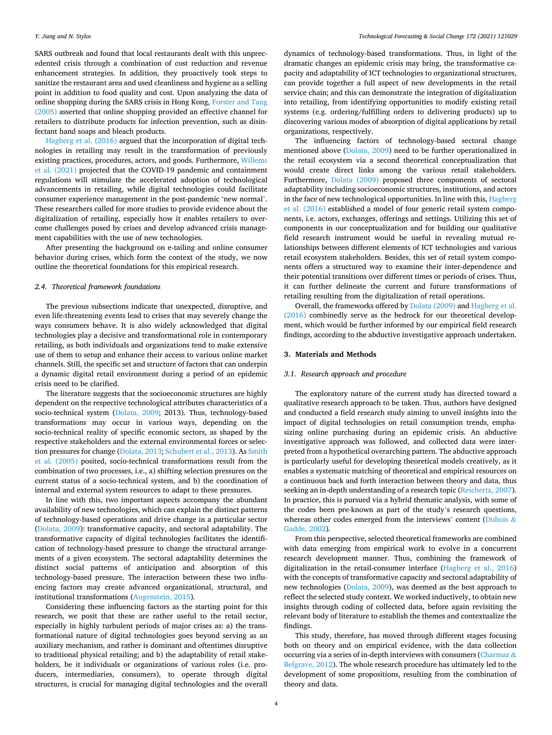SARS outbreak and found that local restaurants dealt with this unprecedented crisis through a combination of cost reduction and revenue enhancement strategies. In addition, they proactively took steps to sanitize the restaurant area and used cleanliness and hygiene as a selling point in addition to food quality and cost. Upon analyzing the data of online shopping during the SARS crisis in Hong Kong, Forster and Tang (2005) asserted that online shopping provided an effective channel for retailers to distribute products for infection prevention, such as disinfectant hand soaps and bleach products.

Hagberg et al. (2016) argued that the incorporation of digital technologies in retailing may result in the transformation of previously existing practices, procedures, actors, and goods. Furthermore, Willems et al. (2021) projected that the COVID-19 pandemic and containment regulations will stimulate the accelerated adoption of technological advancements in retailing, while digital technologies could facilitate consumer experience management in the post-pandemic 'new normal'. These researchers called for more studies to provide evidence about the digitalization of retailing, especially how it enables retailers to overcome challenges posed by crises and develop advanced crisis management capabilities with the use of new technologies.

After presenting the background on e-tailing and online consumer behavior during crises, which form the context of the study, we now outline the theoretical foundations for this empirical research.

### 2.4. Theoretical framework foundations

The previous subsections indicate that unexpected, disruptive, and even life-threatening events lead to crises that may severely change the ways consumers behave. It is also widely acknowledged that digital technologies play a decisive and transformational role in contemporary retailing, as both individuals and organizations tend to make extensive use of them to setup and enhance their access to various online market channels. Still, the specific set and structure of factors that can underpin a dynamic digital retail environment during a period of an epidemic crisis need to be clarified.

The literature suggests that the socioeconomic structures are highly dependent on the respective technological attributes characteristics of a socio-technical system (Dolata, 2009; 2013). Thus, technology-based transformations may occur in various ways, depending on the socio-technical reality of specific economic sectors, as shaped by the respective stakeholders and the external environmental forces or selection pressures for change (Dolata, 2013; Schubert et al., 2013). As Smith et al. (2005) posited, socio-technical transformations result from the combination of two processes, i.e., a) shifting selection pressures on the current status of a socio-technical system, and b) the coordination of internal and external system resources to adapt to these pressures.

In line with this, two important aspects accompany the abundant availability of new technologies, which can explain the distinct patterns of technology-based operations and drive change in a particular sector (Dolata, 2009): transformative capacity, and sectoral adaptability. The transformative capacity of digital technologies facilitates the identification of technology-based pressure to change the structural arrangements of a given ecosystem. The sectoral adaptability determines the distinct social patterns of anticipation and absorption of this technology-based pressure. The interaction between these two influencing factors may create advanced organizational, structural, and institutional transformations (Augenstein, 2015).

Considering these influencing factors as the starting point for this research, we posit that these are rather useful to the retail sector, especially in highly turbulent periods of major crises as: a) the transformational nature of digital technologies goes beyond serving as an auxiliary mechanism, and rather is dominant and oftentimes disruptive to traditional physical retailing; and b) the adaptability of retail stakeholders, be it individuals or organizations of various roles (i.e. producers, intermediaries, consumers), to operate through digital structures, is crucial for managing digital technologies and the overall dynamics of technology-based transformations. Thus, in light of the dramatic changes an epidemic crisis may bring, the transformative capacity and adaptability of ICT technologies to organizational structures, can provide together a full aspect of new developments in the retail service chain; and this can demonstrate the integration of digitalization into retailing, from identifying opportunities to modify existing retail systems (e.g. ordering/fulfilling orders to delivering products) up to discovering various modes of absorption of digital applications by retail organizations, respectively.

The influencing factors of technology-based sectoral change mentioned above (Dolata, 2009) need to be further operationalized in the retail ecosystem via a second theoretical conceptualization that would create direct links among the various retail stakeholders. Furthermore, Dolata (2009) proposed three components of sectoral adaptability including socioeconomic structures, institutions, and actors in the face of new technological opportunities. In line with this, Hagberg et al. (2016) established a model of four generic retail system components, i.e. actors, exchanges, offerings and settings. Utilizing this set of components in our conceptualization and for building our qualitative field research instrument would be useful in revealing mutual relationships between different elements of ICT technologies and various retail ecosystem stakeholders. Besides, this set of retail system components offers a structured way to examine their inter-dependence and their potential transitions over different times or periods of crises. Thus, it can further delineate the current and future transformations of retailing resulting from the digitalization of retail operations.

Overall, the frameworks offered by Dolata (2009) and Hagberg et al. (2016) combinedly serve as the bedrock for our theoretical development, which would be further informed by our empirical field research findings, according to the abductive investigative approach undertaken.

## 3. Materials and Methods

### 3.1. Research approach and procedure

The exploratory nature of the current study has directed toward a qualitative research approach to be taken. Thus, authors have designed and conducted a field research study aiming to unveil insights into the impact of digital technologies on retail consumption trends, emphasizing online purchasing during an epidemic crisis. An abductive investigative approach was followed, and collected data were interpreted from a hypothetical overarching pattern. The abductive approach is particularly useful for developing theoretical models creatively, as it enables a systematic matching of theoretical and empirical resources on a continuous back and forth interaction between theory and data, thus seeking an in-depth understanding of a research topic (Reichertz, 2007). In practice, this is pursued via a hybrid thematic analysis, with some of the codes been pre-known as part of the study's research questions, whereas other codes emerged from the interviews' content (Dubois & Gadde, 2002).

From this perspective, selected theoretical frameworks are combined with data emerging from empirical work to evolve in a concurrent research development manner. Thus, combining the framework of digitalization in the retail-consumer interface (Hagberg et al., 2016) with the concepts of transformative capacity and sectoral adaptability of new technologies (Dolata, 2009), was deemed as the best approach to reflect the selected study context. We worked inductively, to obtain new insights through coding of collected data, before again revisiting the relevant body of literature to establish the themes and contextualize the findings.

This study, therefore, has moved through different stages focusing both on theory and on empirical evidence, with the data collection occurring via a series of in-depth interviews with consumers (Charmaz & Belgrave, 2012). The whole research procedure has ultimately led to the development of some propositions, resulting from the combination of theory and data.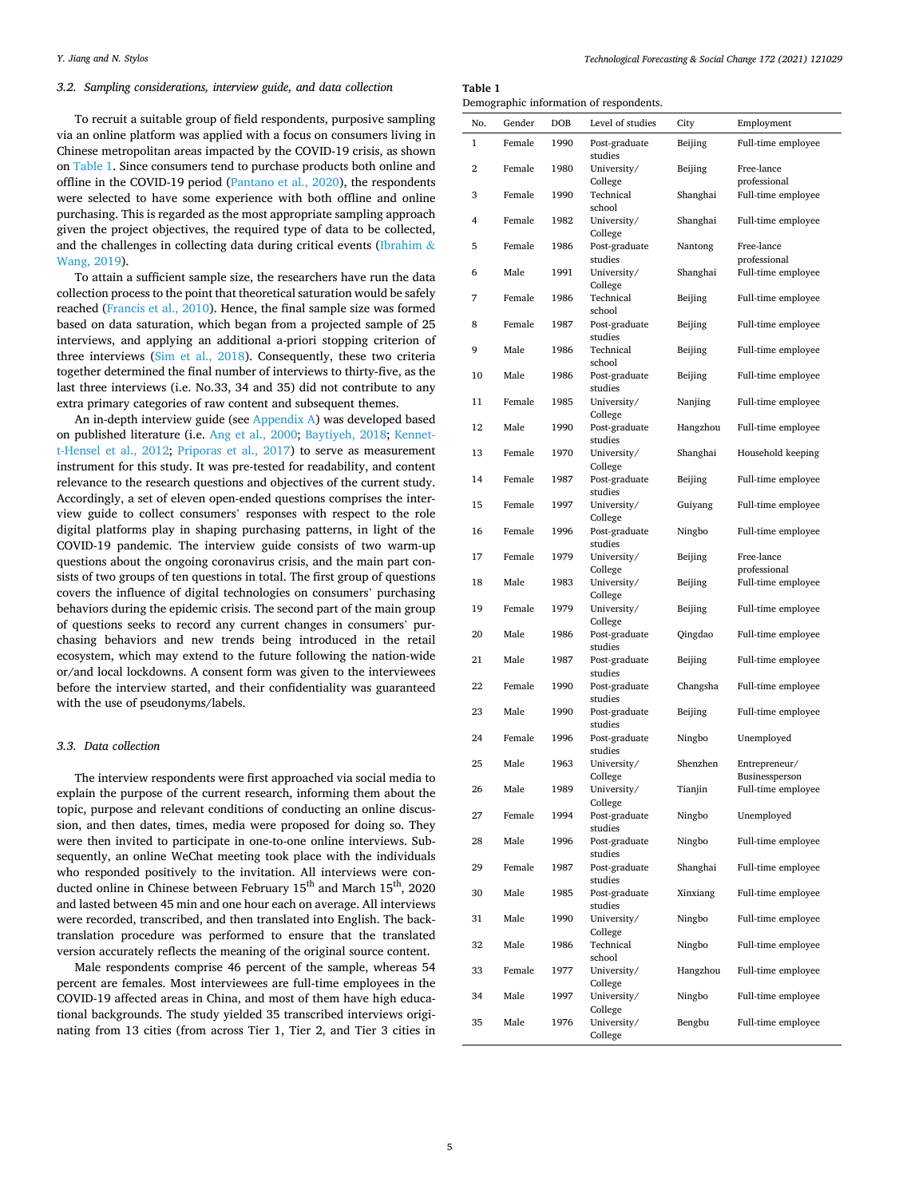### 3.2. Sampling considerations, interview guide, and data collection

To recruit a suitable group of field respondents, purposive sampling via an online platform was applied with a focus on consumers living in Chinese metropolitan areas impacted by the COVID-19 crisis, as shown on Table 1. Since consumers tend to purchase products both online and offline in the COVID-19 period (Pantano et al., 2020), the respondents were selected to have some experience with both offline and online purchasing. This is regarded as the most appropriate sampling approach given the project objectives, the required type of data to be collected, and the challenges in collecting data during critical events (Ibrahim & Wang, 2019).

To attain a sufficient sample size, the researchers have run the data collection process to the point that theoretical saturation would be safely reached (Francis et al., 2010). Hence, the final sample size was formed based on data saturation, which began from a projected sample of 25 interviews, and applying an additional a-priori stopping criterion of three interviews (Sim et al., 2018). Consequently, these two criteria together determined the final number of interviews to thirty-five, as the last three interviews (i.e. No.33, 34 and 35) did not contribute to any extra primary categories of raw content and subsequent themes.

An in-depth interview guide (see Appendix A) was developed based on published literature (i.e. Ang et al., 2000; Baytiyeh, 2018; Kennett-Hensel et al., 2012; Priporas et al., 2017) to serve as measurement instrument for this study. It was pre-tested for readability, and content relevance to the research questions and objectives of the current study. Accordingly, a set of eleven open-ended questions comprises the interview guide to collect consumers' responses with respect to the role digital platforms play in shaping purchasing patterns, in light of the COVID-19 pandemic. The interview guide consists of two warm-up questions about the ongoing coronavirus crisis, and the main part consists of two groups of ten questions in total. The first group of questions covers the influence of digital technologies on consumers' purchasing behaviors during the epidemic crisis. The second part of the main group of questions seeks to record any current changes in consumers' purchasing behaviors and new trends being introduced in the retail ecosystem, which may extend to the future following the nation-wide or/and local lockdowns. A consent form was given to the interviewees before the interview started, and their confidentiality was guaranteed with the use of pseudonyms/labels.

### 3.3. Data collection

The interview respondents were first approached via social media to explain the purpose of the current research, informing them about the topic, purpose and relevant conditions of conducting an online discussion, and then dates, times, media were proposed for doing so. They were then invited to participate in one-to-one online interviews. Subsequently, an online WeChat meeting took place with the individuals who responded positively to the invitation. All interviews were conducted online in Chinese between February 15th and March 15th, 2020 and lasted between 45 min and one hour each on average. All interviews were recorded, transcribed, and then translated into English. The back-translation procedure was performed to ensure that the translated version accurately reflects the meaning of the original source content.

Male respondents comprise 46 percent of the sample, whereas 54 percent are females. Most interviewees are full-time employees in the COVID-19 affected areas in China, and most of them have high educational backgrounds. The study yielded 35 transcribed interviews originating from 13 cities (from across Tier 1, Tier 2, and Tier 3 cities in

**Table 1**
Demographic information of respondents.

| No. | Gender | DOB | Level of studies | City | Employment |
|---|---|---|---|---|---|
| 1 | Female | 1990 | Post-graduate studies | Beijing | Full-time employee |
| 2 | Female | 1980 | University/ College | Beijing | Free-lance professional |
| 3 | Female | 1990 | Technical school | Shanghai | Full-time employee |
| 4 | Female | 1982 | University/ College | Shanghai | Full-time employee |
| 5 | Female | 1986 | Post-graduate studies | Nantong | Free-lance professional |
| 6 | Male | 1991 | University/ College | Shanghai | Full-time employee |
| 7 | Female | 1986 | Technical school | Beijing | Full-time employee |
| 8 | Female | 1987 | Post-graduate studies | Beijing | Full-time employee |
| 9 | Male | 1986 | Technical school | Beijing | Full-time employee |
| 10 | Male | 1986 | Post-graduate studies | Beijing | Full-time employee |
| 11 | Female | 1985 | University/ College | Nanjing | Full-time employee |
| 12 | Male | 1990 | Post-graduate studies | Hangzhou | Full-time employee |
| 13 | Female | 1970 | University/ College | Shanghai | Household keeping |
| 14 | Female | 1987 | Post-graduate studies | Beijing | Full-time employee |
| 15 | Female | 1997 | University/ College | Guiyang | Full-time employee |
| 16 | Female | 1996 | Post-graduate studies | Ningbo | Full-time employee |
| 17 | Female | 1979 | University/ College | Beijing | Free-lance professional |
| 18 | Male | 1983 | University/ College | Beijing | Full-time employee |
| 19 | Female | 1979 | University/ College | Beijing | Full-time employee |
| 20 | Male | 1986 | Post-graduate studies | Qingdao | Full-time employee |
| 21 | Male | 1987 | Post-graduate studies | Beijing | Full-time employee |
| 22 | Female | 1990 | Post-graduate studies | Changsha | Full-time employee |
| 23 | Male | 1990 | Post-graduate studies | Beijing | Full-time employee |
| 24 | Female | 1996 | Post-graduate studies | Ningbo | Unemployed |
| 25 | Male | 1963 | University/ College | Shenzhen | Entrepreneur/ Businessperson |
| 26 | Male | 1989 | University/ College | Tianjin | Full-time employee |
| 27 | Female | 1994 | Post-graduate studies | Ningbo | Unemployed |
| 28 | Male | 1996 | Post-graduate studies | Ningbo | Full-time employee |
| 29 | Female | 1987 | Post-graduate studies | Shanghai | Full-time employee |
| 30 | Male | 1985 | Post-graduate studies | Xinxiang | Full-time employee |
| 31 | Male | 1990 | University/ College | Ningbo | Full-time employee |
| 32 | Male | 1986 | Technical school | Ningbo | Full-time employee |
| 33 | Female | 1977 | University/ College | Hangzhou | Full-time employee |
| 34 | Male | 1997 | University/ College | Ningbo | Full-time employee |
| 35 | Male | 1976 | University/ College | Bengbu | Full-time employee |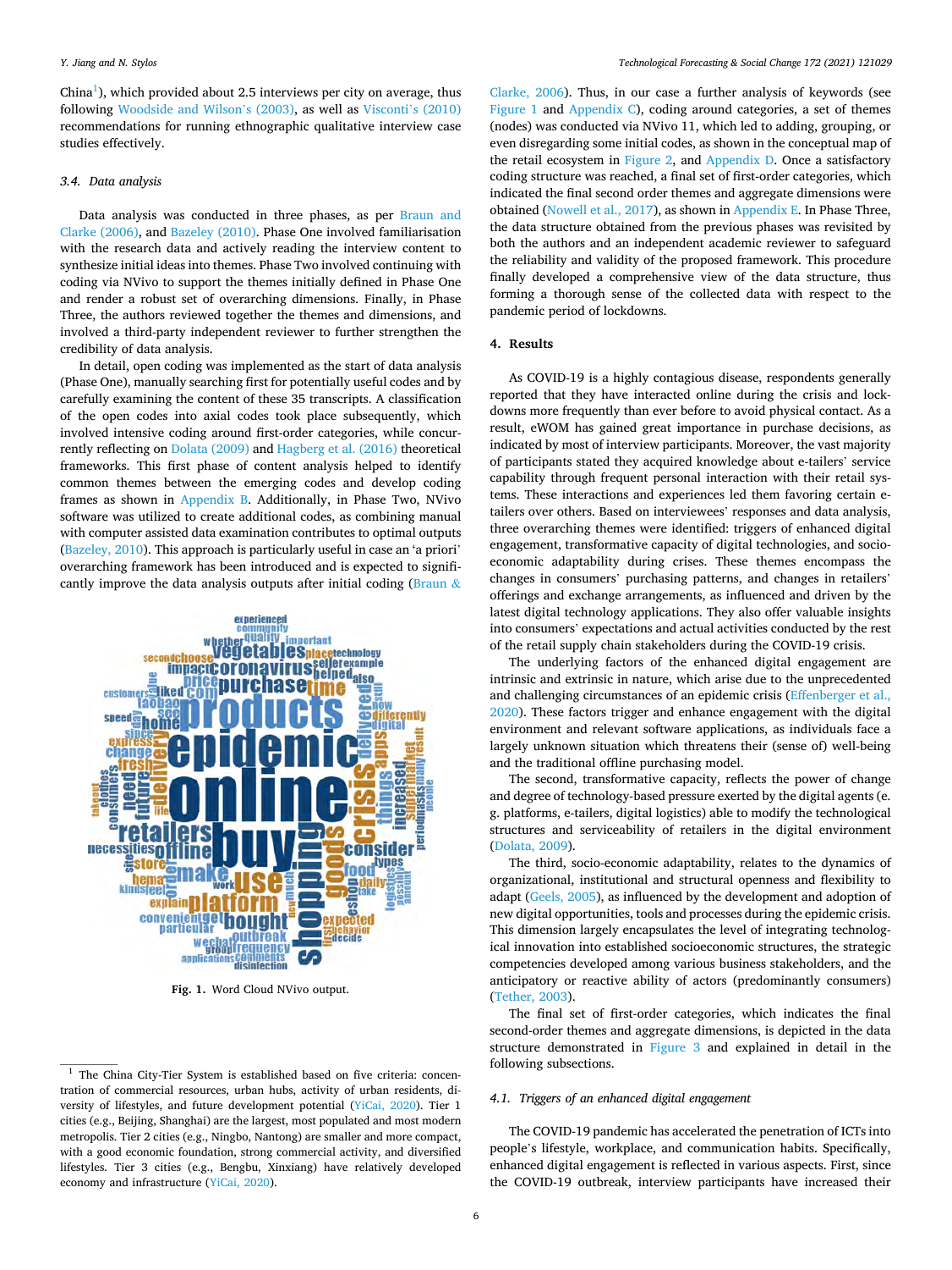China[1]), which provided about 2.5 interviews per city on average, thus following Woodside and Wilson's (2003), as well as Visconti's (2010) recommendations for running ethnographic qualitative interview case studies effectively.

### 3.4. Data analysis

Data analysis was conducted in three phases, as per Braun and Clarke (2006), and Bazeley (2010). Phase One involved familiarisation with the research data and actively reading the interview content to synthesize initial ideas into themes. Phase Two involved continuing with coding via NVivo to support the themes initially defined in Phase One and render a robust set of overarching dimensions. Finally, in Phase Three, the authors reviewed together the themes and dimensions, and involved a third-party independent reviewer to further strengthen the credibility of data analysis.

In detail, open coding was implemented as the start of data analysis (Phase One), manually searching first for potentially useful codes and by carefully examining the content of these 35 transcripts. A classification of the open codes into axial codes took place subsequently, which involved intensive coding around first-order categories, while concurrently reflecting on Dolata (2009) and Hagberg et al. (2016) theoretical frameworks. This first phase of content analysis helped to identify common themes between the emerging codes and develop coding frames as shown in Appendix B. Additionally, in Phase Two, NVivo software was utilized to create additional codes, as combining manual with computer assisted data examination contributes to optimal outputs (Bazeley, 2010). This approach is particularly useful in case an 'a priori' overarching framework has been introduced and is expected to significantly improve the data analysis outputs after initial coding (Braun & Clarke, 2006). Thus, in our case a further analysis of keywords (see Figure 1 and Appendix C), coding around categories, a set of themes (nodes) was conducted via NVivo 11, which led to adding, grouping, or even disregarding some initial codes, as shown in the conceptual map of the retail ecosystem in Figure 2, and Appendix D. Once a satisfactory coding structure was reached, a final set of first-order categories, which indicated the final second order themes and aggregate dimensions were obtained (Nowell et al., 2017), as shown in Appendix E. In Phase Three, the data structure obtained from the previous phases was revisited by both the authors and an independent academic reviewer to safeguard the reliability and validity of the proposed framework. This procedure finally developed a comprehensive view of the data structure, thus forming a thorough sense of the collected data with respect to the pandemic period of lockdowns.

**Fig. 1.** Word Cloud NVivo output.

## 4. Results

As COVID-19 is a highly contagious disease, respondents generally reported that they have interacted online during the crisis and lockdowns more frequently than ever before to avoid physical contact. As a result, eWOM has gained great importance in purchase decisions, as indicated by most of interview participants. Moreover, the vast majority of participants stated they acquired knowledge about e-tailers' service capability through frequent personal interaction with their retail systems. These interactions and experiences led them favoring certain e-tailers over others. Based on interviewees' responses and data analysis, three overarching themes were identified: triggers of enhanced digital engagement, transformative capacity of digital technologies, and socio-economic adaptability during crises. These themes encompass the changes in consumers' purchasing patterns, and changes in retailers' offerings and exchange arrangements, as influenced and driven by the latest digital technology applications. They also offer valuable insights into consumers' expectations and actual activities conducted by the rest of the retail supply chain stakeholders during the COVID-19 crisis.

The underlying factors of the enhanced digital engagement are intrinsic and extrinsic in nature, which arise due to the unprecedented and challenging circumstances of an epidemic crisis (Effenberger et al., 2020). These factors trigger and enhance engagement with the digital environment and relevant software applications, as individuals face a largely unknown situation which threatens their (sense of) well-being and the traditional offline purchasing model.

The second, transformative capacity, reflects the power of change and degree of technology-based pressure exerted by the digital agents (e.g. platforms, e-tailers, digital logistics) able to modify the technological structures and serviceability of retailers in the digital environment (Dolata, 2009).

The third, socio-economic adaptability, relates to the dynamics of organizational, institutional and structural openness and flexibility to adapt (Geels, 2005), as influenced by the development and adoption of new digital opportunities, tools and processes during the epidemic crisis. This dimension largely encapsulates the level of integrating technological innovation into established socioeconomic structures, the strategic competencies developed among various business stakeholders, and the anticipatory or reactive ability of actors (predominantly consumers) (Tether, 2003).

The final set of first-order categories, which indicates the final second-order themes and aggregate dimensions, is depicted in the data structure demonstrated in Figure 3 and explained in detail in the following subsections.

### 4.1. Triggers of an enhanced digital engagement

The COVID-19 pandemic has accelerated the penetration of ICTs into people's lifestyle, workplace, and communication habits. Specifically, enhanced digital engagement is reflected in various aspects. First, since the COVID-19 outbreak, interview participants have increased their

---

[1] The China City-Tier System is established based on five criteria: concentration of commercial resources, urban hubs, activity of urban residents, diversity of lifestyles, and future development potential (YiCai, 2020). Tier 1 cities (e.g., Beijing, Shanghai) are the largest, most populated and most modern metropolis. Tier 2 cities (e.g., Ningbo, Nantong) are smaller and more compact, with a good economic foundation, strong commercial activity, and diversified lifestyles. Tier 3 cities (e.g., Bengbu, Xinxiang) have relatively developed economy and infrastructure (YiCai, 2020).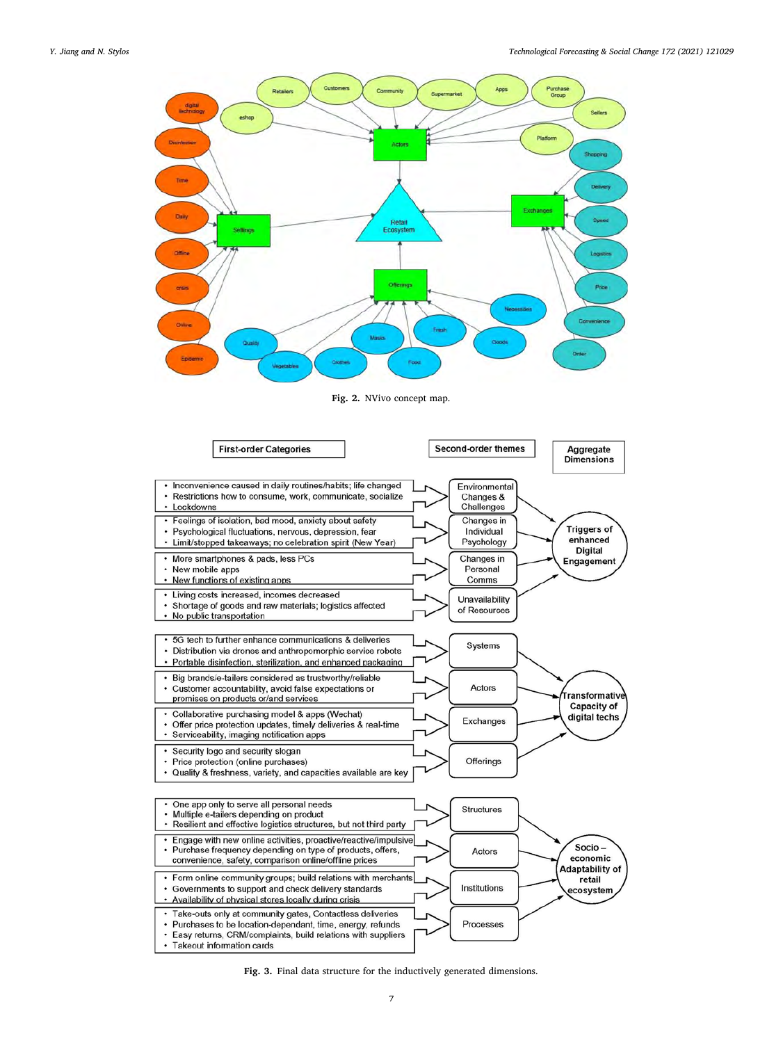Fig. 2. NVivo concept map.

| First-order Categories | Second-order themes | Aggregate Dimensions |
|---|---|---|
| • Inconvenience caused in daily routines/habits; life changed<br>• Restrictions how to consume, work, communicate, socialize<br>• Lockdowns | Environmental Changes & Challenges | Triggers of enhanced Digital Engagement |
| • Feelings of isolation, bad mood, anxiety about safety<br>• Psychological fluctuations, nervous, depression, fear<br>• Limit/stopped takeaways; no celebration spirit (New Year) | Changes in Individual Psychology | |
| • More smartphones & pads, less PCs<br>• New mobile apps<br>• New functions of existing apps | Changes in Personal Comms | |
| • Living costs increased, incomes decreased<br>• Shortage of goods and raw materials; logistics affected<br>• No public transportation | Unavailability of Resources | |
| • 5G tech to further enhance communications & deliveries<br>• Distribution via drones and anthropomorphic service robots<br>• Portable disinfection, sterilization, and enhanced packaging | Systems | Transformative Capacity of digital techs |
| • Big brands/e-tailers considered as trustworthy/reliable<br>• Customer accountability, avoid false expectations or promises on products or/and services | Actors | |
| • Collaborative purchasing model & apps (Wechat)<br>• Offer price protection updates, timely deliveries & real-time<br>• Serviceability, imaging notification apps | Exchanges | |
| • Security logo and security slogan<br>• Price protection (online purchases)<br>• Quality & freshness, variety, and capacities available are key | Offerings | |
| • One app only to serve all personal needs<br>• Multiple e-tailers depending on product<br>• Resilient and effective logistics structures, but not third party | Structures | Socio – economic Adaptability of retail ecosystem |
| • Engage with new online activities, proactive/reactive/impulsive<br>• Purchase frequency depending on type of products, offers, convenience, safety, comparison online/offline prices | Actors | |
| • Form online community groups; build relations with merchants<br>• Governments to support and check delivery standards<br>• Availability of physical stores locally during crisis | Institutions | |
| • Take-outs only at community gates, Contactless deliveries<br>• Purchases to be location-dependant, time, energy, refunds<br>• Easy returns, CRM/complaints, build relations with suppliers<br>• Takeout information cards | Processes | |

Fig. 3. Final data structure for the inductively generated dimensions.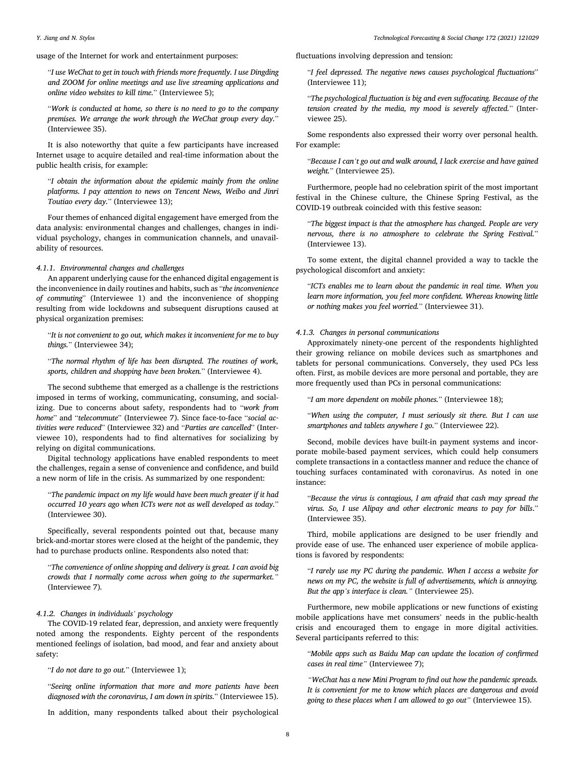usage of the Internet for work and entertainment purposes:

> "*I use WeChat to get in touch with friends more frequently. I use Dingding and ZOOM for online meetings and use live streaming applications and online video websites to kill time.*" (Interviewee 5);

> "*Work is conducted at home, so there is no need to go to the company premises. We arrange the work through the WeChat group every day.*" (Interviewee 35).

It is also noteworthy that quite a few participants have increased Internet usage to acquire detailed and real-time information about the public health crisis, for example:

> "*I obtain the information about the epidemic mainly from the online platforms. I pay attention to news on Tencent News, Weibo and Jinri Toutiao every day.*" (Interviewee 13);

Four themes of enhanced digital engagement have emerged from the data analysis: environmental changes and challenges, changes in individual psychology, changes in communication channels, and unavailability of resources.

#### 4.1.1. Environmental changes and challenges

An apparent underlying cause for the enhanced digital engagement is the inconvenience in daily routines and habits, such as "*the inconvenience of commuting*" (Interviewee 1) and the inconvenience of shopping resulting from wide lockdowns and subsequent disruptions caused at physical organization premises:

> "*It is not convenient to go out, which makes it inconvenient for me to buy things.*" (Interviewee 34);

> "*The normal rhythm of life has been disrupted. The routines of work, sports, children and shopping have been broken.*" (Interviewee 4).

The second subtheme that emerged as a challenge is the restrictions imposed in terms of working, communicating, consuming, and socializing. Due to concerns about safety, respondents had to "*work from home*" and "*telecommute*" (Interviewee 7). Since face-to-face "*social activities were reduced*" (Interviewee 32) and "*Parties are cancelled*" (Interviewee 10), respondents had to find alternatives for socializing by relying on digital communications.

Digital technology applications have enabled respondents to meet the challenges, regain a sense of convenience and confidence, and build a new norm of life in the crisis. As summarized by one respondent:

> "*The pandemic impact on my life would have been much greater if it had occurred 10 years ago when ICTs were not as well developed as today.*" (Interviewee 30).

Specifically, several respondents pointed out that, because many brick-and-mortar stores were closed at the height of the pandemic, they had to purchase products online. Respondents also noted that:

> "*The convenience of online shopping and delivery is great. I can avoid big crowds that I normally come across when going to the supermarket.*" (Interviewee 7).

#### 4.1.2. Changes in individuals' psychology

The COVID-19 related fear, depression, and anxiety were frequently noted among the respondents. Eighty percent of the respondents mentioned feelings of isolation, bad mood, and fear and anxiety about safety:

> "*I do not dare to go out.*" (Interviewee 1);

> "*Seeing online information that more and more patients have been diagnosed with the coronavirus, I am down in spirits.*" (Interviewee 15).

In addition, many respondents talked about their psychological fluctuations involving depression and tension:

> "*I feel depressed. The negative news causes psychological fluctuations*" (Interviewee 11);

> "*The psychological fluctuation is big and even suffocating. Because of the tension created by the media, my mood is severely affected.*" (Interviewee 25).

Some respondents also expressed their worry over personal health. For example:

> "*Because I can't go out and walk around, I lack exercise and have gained weight.*" (Interviewee 25).

Furthermore, people had no celebration spirit of the most important festival in the Chinese culture, the Chinese Spring Festival, as the COVID-19 outbreak coincided with this festive season:

> "*The biggest impact is that the atmosphere has changed. People are very nervous, there is no atmosphere to celebrate the Spring Festival.*" (Interviewee 13).

To some extent, the digital channel provided a way to tackle the psychological discomfort and anxiety:

> "*ICTs enables me to learn about the pandemic in real time. When you learn more information, you feel more confident. Whereas knowing little or nothing makes you feel worried.*" (Interviewee 31).

#### 4.1.3. Changes in personal communications

Approximately ninety-one percent of the respondents highlighted their growing reliance on mobile devices such as smartphones and tablets for personal communications. Conversely, they used PCs less often. First, as mobile devices are more personal and portable, they are more frequently used than PCs in personal communications:

> "*I am more dependent on mobile phones.*" (Interviewee 18);

> "*When using the computer, I must seriously sit there. But I can use smartphones and tablets anywhere I go.*" (Interviewee 22).

Second, mobile devices have built-in payment systems and incorporate mobile-based payment services, which could help consumers complete transactions in a contactless manner and reduce the chance of touching surfaces contaminated with coronavirus. As noted in one instance:

> "*Because the virus is contagious, I am afraid that cash may spread the virus. So, I use Alipay and other electronic means to pay for bills*." (Interviewee 35).

Third, mobile applications are designed to be user friendly and provide ease of use. The enhanced user experience of mobile applications is favored by respondents:

> "*I rarely use my PC during the pandemic. When I access a website for news on my PC, the website is full of advertisements, which is annoying. But the app's interface is clean.*" (Interviewee 25).

Furthermore, new mobile applications or new functions of existing mobile applications have met consumers' needs in the public-health crisis and encouraged them to engage in more digital activities. Several participants referred to this:

> "*Mobile apps such as Baidu Map can update the location of confirmed cases in real time*" (Interviewee 7);

> "*WeChat has a new Mini Program to find out how the pandemic spreads. It is convenient for me to know which places are dangerous and avoid going to these places when I am allowed to go out*" (Interviewee 15).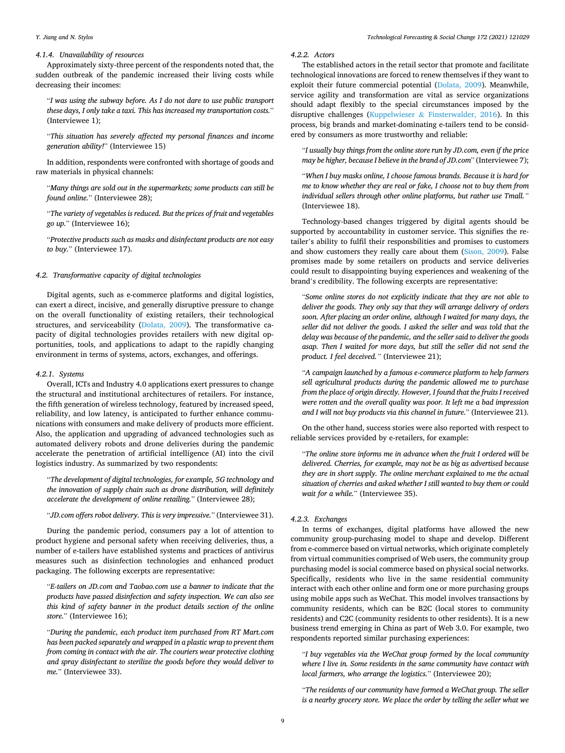#### 4.1.4. Unavailability of resources

Approximately sixty-three percent of the respondents noted that, the sudden outbreak of the pandemic increased their living costs while decreasing their incomes:

> "*I was using the subway before. As I do not dare to use public transport these days, I only take a taxi. This has increased my transportation costs.*" (Interviewee 1);

> "*This situation has severely affected my personal finances and income generation ability!*" (Interviewee 15)

In addition, respondents were confronted with shortage of goods and raw materials in physical channels:

> "*Many things are sold out in the supermarkets; some products can still be found online.*" (Interviewee 28);

> "*The variety of vegetables is reduced. But the prices of fruit and vegetables go up.*" (Interviewee 16);

> "*Protective products such as masks and disinfectant products are not easy to buy.*" (Interviewee 17).

### 4.2. Transformative capacity of digital technologies

Digital agents, such as e-commerce platforms and digital logistics, can exert a direct, incisive, and generally disruptive pressure to change on the overall functionality of existing retailers, their technological structures, and serviceability (Dolata, 2009). The transformative capacity of digital technologies provides retailers with new digital opportunities, tools, and applications to adapt to the rapidly changing environment in terms of systems, actors, exchanges, and offerings.

#### 4.2.1. Systems

Overall, ICTs and Industry 4.0 applications exert pressures to change the structural and institutional architectures of retailers. For instance, the fifth generation of wireless technology, featured by increased speed, reliability, and low latency, is anticipated to further enhance communications with consumers and make delivery of products more efficient. Also, the application and upgrading of advanced technologies such as automated delivery robots and drone deliveries during the pandemic accelerate the penetration of artificial intelligence (AI) into the civil logistics industry. As summarized by two respondents:

> "*The development of digital technologies, for example, 5G technology and the innovation of supply chain such as drone distribution, will definitely accelerate the development of online retailing.*" (Interviewee 28);

> "*JD.com offers robot delivery. This is very impressive.*" (Interviewee 31).

During the pandemic period, consumers pay a lot of attention to product hygiene and personal safety when receiving deliveries, thus, a number of e-tailers have established systems and practices of antivirus measures such as disinfection technologies and enhanced product packaging. The following excerpts are representative:

> "*E-tailers on JD.com and Taobao.com use a banner to indicate that the products have passed disinfection and safety inspection. We can also see this kind of safety banner in the product details section of the online store.*" (Interviewee 16);

> "*During the pandemic, each product item purchased from RT Mart.com has been packed separately and wrapped in a plastic wrap to prevent them from coming in contact with the air. The couriers wear protective clothing and spray disinfectant to sterilize the goods before they would deliver to me.*" (Interviewee 33).

#### 4.2.2. Actors

The established actors in the retail sector that promote and facilitate technological innovations are forced to renew themselves if they want to exploit their future commercial potential (Dolata, 2009). Meanwhile, service agility and transformation are vital as service organizations should adapt flexibly to the special circumstances imposed by the disruptive challenges (Kuppelwieser & Finsterwalder, 2016). In this process, big brands and market-dominating e-tailers tend to be considered by consumers as more trustworthy and reliable:

> "*I usually buy things from the online store run by JD.com, even if the price may be higher, because I believe in the brand of JD.com*" (Interviewee 7);

> "*When I buy masks online, I choose famous brands. Because it is hard for me to know whether they are real or fake, I choose not to buy them from individual sellers through other online platforms, but rather use Tmall.*" (Interviewee 18).

Technology-based changes triggered by digital agents should be supported by accountability in customer service. This signifies the retailer's ability to fulfil their responsbilities and promises to customers and show customers they really care about them (Sison, 2009). False promises made by some retailers on products and service deliveries could result to disappointing buying experiences and weakening of the brand's credibility. The following excerpts are representative:

> "*Some online stores do not explicitly indicate that they are not able to deliver the goods. They only say that they will arrange delivery of orders soon. After placing an order online, although I waited for many days, the seller did not deliver the goods. I asked the seller and was told that the delay was because of the pandemic, and the seller said to deliver the goods asap. Then I waited for more days, but still the seller did not send the product. I feel deceived.*" (Interviewee 21);

> "*A campaign launched by a famous e-commerce platform to help farmers sell agricultural products during the pandemic allowed me to purchase from the place of origin directly. However, I found that the fruits I received were rotten and the overall quality was poor. It left me a bad impression and I will not buy products via this channel in future.*" (Interviewee 21).

On the other hand, success stories were also reported with respect to reliable services provided by e-retailers, for example:

> "*The online store informs me in advance when the fruit I ordered will be delivered. Cherries, for example, may not be as big as advertised because they are in short supply. The online merchant explained to me the actual situation of cherries and asked whether I still wanted to buy them or could wait for a while.*" (Interviewee 35).

#### 4.2.3. Exchanges

In terms of exchanges, digital platforms have allowed the new community group-purchasing model to shape and develop. Different from e-commerce based on virtual networks, which originate completely from virtual communities comprised of Web users, the community group purchasing model is social commerce based on physical social networks. Specifically, residents who live in the same residential community interact with each other online and form one or more purchasing groups using mobile apps such as WeChat. This model involves transactions by community residents, which can be B2C (local stores to community residents) and C2C (community residents to other residents). It is a new business trend emerging in China as part of Web 3.0. For example, two respondents reported similar purchasing experiences:

> "*I buy vegetables via the WeChat group formed by the local community where I live in. Some residents in the same community have contact with local farmers, who arrange the logistics.*" (Interviewee 20);

> "*The residents of our community have formed a WeChat group. The seller is a nearby grocery store. We place the order by telling the seller what we*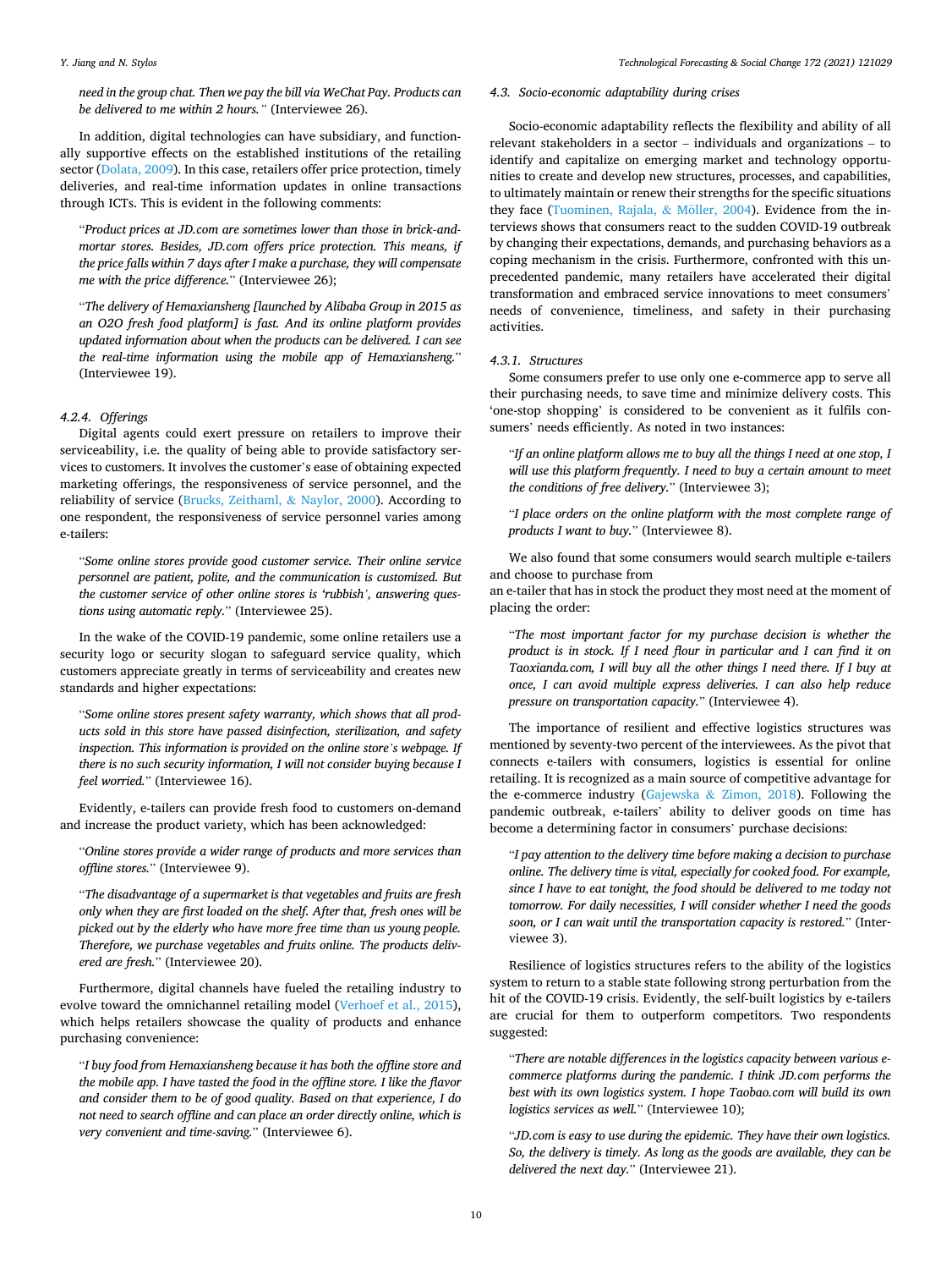*need in the group chat. Then we pay the bill via WeChat Pay. Products can be delivered to me within 2 hours.*" (Interviewee 26).

In addition, digital technologies can have subsidiary, and functionally supportive effects on the established institutions of the retailing sector (Dolata, 2009). In this case, retailers offer price protection, timely deliveries, and real-time information updates in online transactions through ICTs. This is evident in the following comments:

> "*Product prices at JD.com are sometimes lower than those in brick-and-mortar stores. Besides, JD.com offers price protection. This means, if the price falls within 7 days after I make a purchase, they will compensate me with the price difference.*" (Interviewee 26);

> "*The delivery of Hemaxiansheng [launched by Alibaba Group in 2015 as an O2O fresh food platform] is fast. And its online platform provides updated information about when the products can be delivered. I can see the real-time information using the mobile app of Hemaxiansheng.*" (Interviewee 19).

#### 4.2.4. Offerings

Digital agents could exert pressure on retailers to improve their serviceability, i.e. the quality of being able to provide satisfactory services to customers. It involves the customer's ease of obtaining expected marketing offerings, the responsiveness of service personnel, and the reliability of service (Brucks, Zeithaml, & Naylor, 2000). According to one respondent, the responsiveness of service personnel varies among e-tailers:

> "*Some online stores provide good customer service. Their online service personnel are patient, polite, and the communication is customized. But the customer service of other online stores is 'rubbish', answering questions using automatic reply.*" (Interviewee 25).

In the wake of the COVID-19 pandemic, some online retailers use a security logo or security slogan to safeguard service quality, which customers appreciate greatly in terms of serviceability and creates new standards and higher expectations:

> "*Some online stores present safety warranty, which shows that all products sold in this store have passed disinfection, sterilization, and safety inspection. This information is provided on the online store's webpage. If there is no such security information, I will not consider buying because I feel worried.*" (Interviewee 16).

Evidently, e-tailers can provide fresh food to customers on-demand and increase the product variety, which has been acknowledged:

> "*Online stores provide a wider range of products and more services than offline stores.*" (Interviewee 9).

> "*The disadvantage of a supermarket is that vegetables and fruits are fresh only when they are first loaded on the shelf. After that, fresh ones will be picked out by the elderly who have more free time than us young people. Therefore, we purchase vegetables and fruits online. The products delivered are fresh.*" (Interviewee 20).

Furthermore, digital channels have fueled the retailing industry to evolve toward the omnichannel retailing model (Verhoef et al., 2015), which helps retailers showcase the quality of products and enhance purchasing convenience:

> "*I buy food from Hemaxiansheng because it has both the offline store and the mobile app. I have tasted the food in the offline store. I like the flavor and consider them to be of good quality. Based on that experience, I do not need to search offline and can place an order directly online, which is very convenient and time-saving.*" (Interviewee 6).

### 4.3. Socio-economic adaptability during crises

Socio-economic adaptability reflects the flexibility and ability of all relevant stakeholders in a sector – individuals and organizations – to identify and capitalize on emerging market and technology opportunities to create and develop new structures, processes, and capabilities, to ultimately maintain or renew their strengths for the specific situations they face (Tuominen, Rajala, & Möller, 2004). Evidence from the interviews shows that consumers react to the sudden COVID-19 outbreak by changing their expectations, demands, and purchasing behaviors as a coping mechanism in the crisis. Furthermore, confronted with this unprecedented pandemic, many retailers have accelerated their digital transformation and embraced service innovations to meet consumers' needs of convenience, timeliness, and safety in their purchasing activities.

#### 4.3.1. Structures

Some consumers prefer to use only one e-commerce app to serve all their purchasing needs, to save time and minimize delivery costs. This 'one-stop shopping' is considered to be convenient as it fulfils consumers' needs efficiently. As noted in two instances:

> "*If an online platform allows me to buy all the things I need at one stop, I will use this platform frequently. I need to buy a certain amount to meet the conditions of free delivery.*" (Interviewee 3);

> "*I place orders on the online platform with the most complete range of products I want to buy.*" (Interviewee 8).

We also found that some consumers would search multiple e-tailers and choose to purchase from an e-tailer that has in stock the product they most need at the moment of placing the order:

> "*The most important factor for my purchase decision is whether the product is in stock. If I need flour in particular and I can find it on Taoxianda.com, I will buy all the other things I need there. If I buy at once, I can avoid multiple express deliveries. I can also help reduce pressure on transportation capacity.*" (Interviewee 4).

The importance of resilient and effective logistics structures was mentioned by seventy-two percent of the interviewees. As the pivot that connects e-tailers with consumers, logistics is essential for online retailing. It is recognized as a main source of competitive advantage for the e-commerce industry (Gajewska & Zimon, 2018). Following the pandemic outbreak, e-tailers' ability to deliver goods on time has become a determining factor in consumers' purchase decisions:

> "*I pay attention to the delivery time before making a decision to purchase online. The delivery time is vital, especially for cooked food. For example, since I have to eat tonight, the food should be delivered to me today not tomorrow. For daily necessities, I will consider whether I need the goods soon, or I can wait until the transportation capacity is restored.*" (Interviewee 3).

Resilience of logistics structures refers to the ability of the logistics system to return to a stable state following strong perturbation from the hit of the COVID-19 crisis. Evidently, the self-built logistics by e-tailers are crucial for them to outperform competitors. Two respondents suggested:

> "*There are notable differences in the logistics capacity between various e-commerce platforms during the pandemic. I think JD.com performs the best with its own logistics system. I hope Taobao.com will build its own logistics services as well.*" (Interviewee 10);

> "*JD.com is easy to use during the epidemic. They have their own logistics. So, the delivery is timely. As long as the goods are available, they can be delivered the next day.*" (Interviewee 21).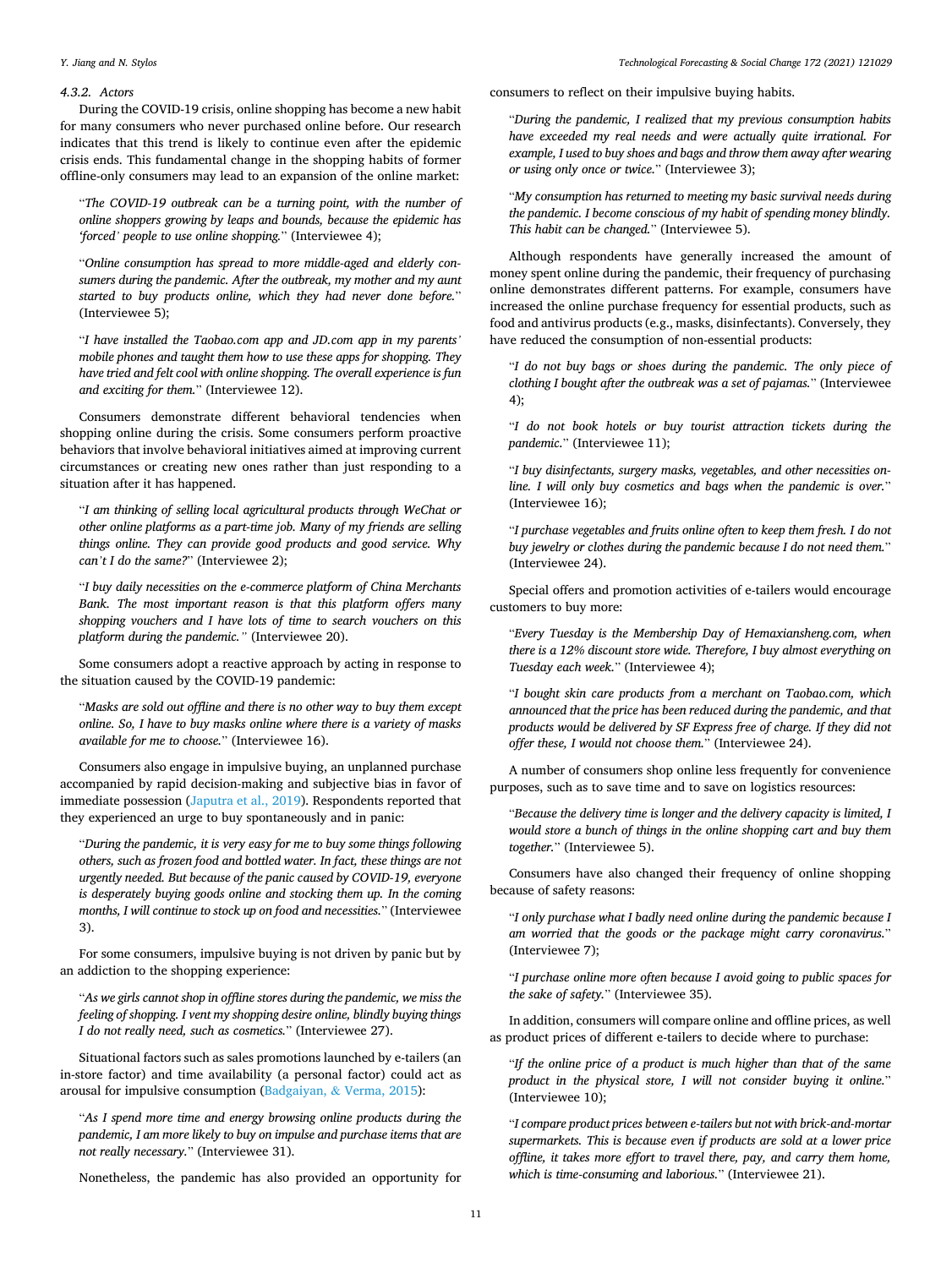#### 4.3.2. Actors

During the COVID-19 crisis, online shopping has become a new habit for many consumers who never purchased online before. Our research indicates that this trend is likely to continue even after the epidemic crisis ends. This fundamental change in the shopping habits of former offline-only consumers may lead to an expansion of the online market:

> "*The COVID-19 outbreak can be a turning point, with the number of online shoppers growing by leaps and bounds, because the epidemic has 'forced' people to use online shopping.*" (Interviewee 4);

> "*Online consumption has spread to more middle-aged and elderly consumers during the pandemic. After the outbreak, my mother and my aunt started to buy products online, which they had never done before.*" (Interviewee 5);

> "*I have installed the Taobao.com app and JD.com app in my parents' mobile phones and taught them how to use these apps for shopping. They have tried and felt cool with online shopping. The overall experience is fun and exciting for them.*" (Interviewee 12).

Consumers demonstrate different behavioral tendencies when shopping online during the crisis. Some consumers perform proactive behaviors that involve behavioral initiatives aimed at improving current circumstances or creating new ones rather than just responding to a situation after it has happened.

> "*I am thinking of selling local agricultural products through WeChat or other online platforms as a part-time job. Many of my friends are selling things online. They can provide good products and good service. Why can't I do the same?*" (Interviewee 2);

> "*I buy daily necessities on the e-commerce platform of China Merchants Bank. The most important reason is that this platform offers many shopping vouchers and I have lots of time to search vouchers on this platform during the pandemic.*" (Interviewee 20).

Some consumers adopt a reactive approach by acting in response to the situation caused by the COVID-19 pandemic:

> "*Masks are sold out offline and there is no other way to buy them except online. So, I have to buy masks online where there is a variety of masks available for me to choose.*" (Interviewee 16).

Consumers also engage in impulsive buying, an unplanned purchase accompanied by rapid decision-making and subjective bias in favor of immediate possession (Japutra et al., 2019). Respondents reported that they experienced an urge to buy spontaneously and in panic:

> "*During the pandemic, it is very easy for me to buy some things following others, such as frozen food and bottled water. In fact, these things are not urgently needed. But because of the panic caused by COVID-19, everyone is desperately buying goods online and stocking them up. In the coming months, I will continue to stock up on food and necessities.*" (Interviewee 3).

For some consumers, impulsive buying is not driven by panic but by an addiction to the shopping experience:

> "*As we girls cannot shop in offline stores during the pandemic, we miss the feeling of shopping. I vent my shopping desire online, blindly buying things I do not really need, such as cosmetics.*" (Interviewee 27).

Situational factors such as sales promotions launched by e-tailers (an in-store factor) and time availability (a personal factor) could act as arousal for impulsive consumption (Badgaiyan, & Verma, 2015):

> "*As I spend more time and energy browsing online products during the pandemic, I am more likely to buy on impulse and purchase items that are not really necessary.*" (Interviewee 31).

Nonetheless, the pandemic has also provided an opportunity for consumers to reflect on their impulsive buying habits.

> "*During the pandemic, I realized that my previous consumption habits have exceeded my real needs and were actually quite irrational. For example, I used to buy shoes and bags and throw them away after wearing or using only once or twice.*" (Interviewee 3);

> "*My consumption has returned to meeting my basic survival needs during the pandemic. I become conscious of my habit of spending money blindly. This habit can be changed.*" (Interviewee 5).

Although respondents have generally increased the amount of money spent online during the pandemic, their frequency of purchasing online demonstrates different patterns. For example, consumers have increased the online purchase frequency for essential products, such as food and antivirus products (e.g., masks, disinfectants). Conversely, they have reduced the consumption of non-essential products:

> "*I do not buy bags or shoes during the pandemic. The only piece of clothing I bought after the outbreak was a set of pajamas.*" (Interviewee 4);

> "*I do not book hotels or buy tourist attraction tickets during the pandemic.*" (Interviewee 11);

> "*I buy disinfectants, surgery masks, vegetables, and other necessities online. I will only buy cosmetics and bags when the pandemic is over.*" (Interviewee 16);

> "*I purchase vegetables and fruits online often to keep them fresh. I do not buy jewelry or clothes during the pandemic because I do not need them.*" (Interviewee 24).

Special offers and promotion activities of e-tailers would encourage customers to buy more:

> "*Every Tuesday is the Membership Day of Hemaxiansheng.com, when there is a 12% discount store wide. Therefore, I buy almost everything on Tuesday each week.*" (Interviewee 4);

> "*I bought skin care products from a merchant on Taobao.com, which announced that the price has been reduced during the pandemic, and that products would be delivered by SF Express free of charge. If they did not offer these, I would not choose them.*" (Interviewee 24).

A number of consumers shop online less frequently for convenience purposes, such as to save time and to save on logistics resources:

> "*Because the delivery time is longer and the delivery capacity is limited, I would store a bunch of things in the online shopping cart and buy them together.*" (Interviewee 5).

Consumers have also changed their frequency of online shopping because of safety reasons:

> "*I only purchase what I badly need online during the pandemic because I am worried that the goods or the package might carry coronavirus.*" (Interviewee 7);

> "*I purchase online more often because I avoid going to public spaces for the sake of safety.*" (Interviewee 35).

In addition, consumers will compare online and offline prices, as well as product prices of different e-tailers to decide where to purchase:

> "*If the online price of a product is much higher than that of the same product in the physical store, I will not consider buying it online.*" (Interviewee 10);

> "*I compare product prices between e-tailers but not with brick-and-mortar supermarkets. This is because even if products are sold at a lower price offline, it takes more effort to travel there, pay, and carry them home, which is time-consuming and laborious.*" (Interviewee 21).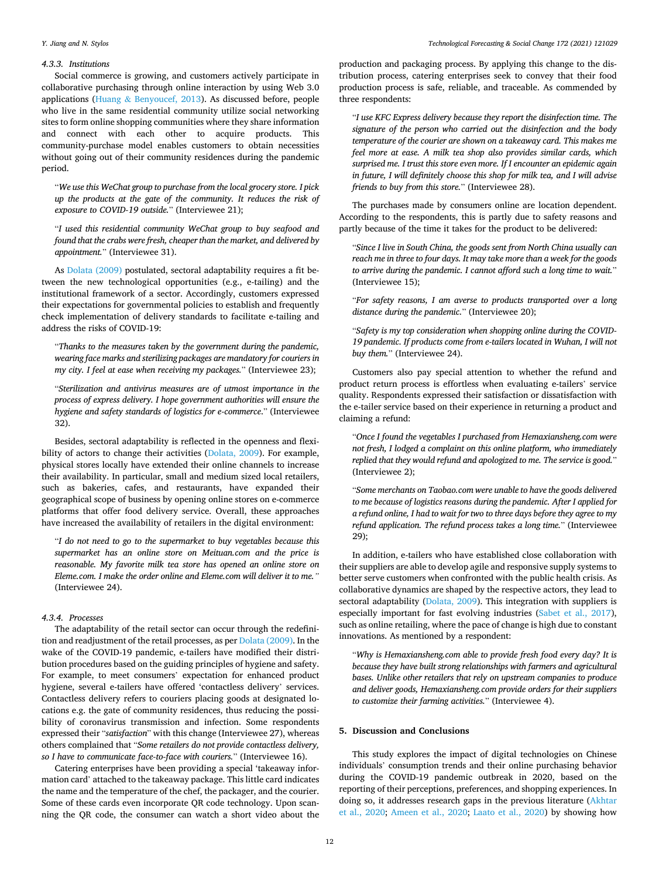#### 4.3.3. Institutions

Social commerce is growing, and customers actively participate in collaborative purchasing through online interaction by using Web 3.0 applications (Huang & Benyoucef, 2013). As discussed before, people who live in the same residential community utilize social networking sites to form online shopping communities where they share information and connect with each other to acquire products. This community-purchase model enables customers to obtain necessities without going out of their community residences during the pandemic period.

> "*We use this WeChat group to purchase from the local grocery store. I pick up the products at the gate of the community. It reduces the risk of exposure to COVID-19 outside.*" (Interviewee 21);

> "*I used this residential community WeChat group to buy seafood and found that the crabs were fresh, cheaper than the market, and delivered by appointment.*" (Interviewee 31).

As Dolata (2009) postulated, sectoral adaptability requires a fit between the new technological opportunities (e.g., e-tailing) and the institutional framework of a sector. Accordingly, customers expressed their expectations for governmental policies to establish and frequently check implementation of delivery standards to facilitate e-tailing and address the risks of COVID-19:

> "*Thanks to the measures taken by the government during the pandemic, wearing face marks and sterilizing packages are mandatory for couriers in my city. I feel at ease when receiving my packages.*" (Interviewee 23);

> "*Sterilization and antivirus measures are of utmost importance in the process of express delivery. I hope government authorities will ensure the hygiene and safety standards of logistics for e-commerce*." (Interviewee 32).

Besides, sectoral adaptability is reflected in the openness and flexibility of actors to change their activities (Dolata, 2009). For example, physical stores locally have extended their online channels to increase their availability. In particular, small and medium sized local retailers, such as bakeries, cafes, and restaurants, have expanded their geographical scope of business by opening online stores on e-commerce platforms that offer food delivery service. Overall, these approaches have increased the availability of retailers in the digital environment:

> "*I do not need to go to the supermarket to buy vegetables because this supermarket has an online store on Meituan.com and the price is reasonable. My favorite milk tea store has opened an online store on Eleme.com. I make the order online and Eleme.com will deliver it to me.*" (Interviewee 24).

#### 4.3.4. Processes

The adaptability of the retail sector can occur through the redefinition and readjustment of the retail processes, as per Dolata (2009). In the wake of the COVID-19 pandemic, e-tailers have modified their distribution procedures based on the guiding principles of hygiene and safety. For example, to meet consumers' expectation for enhanced product hygiene, several e-tailers have offered 'contactless delivery' services. Contactless delivery refers to couriers placing goods at designated locations e.g. the gate of community residences, thus reducing the possibility of coronavirus transmission and infection. Some respondents expressed their "*satisfaction*" with this change (Interviewee 27), whereas others complained that "*Some retailers do not provide contactless delivery, so I have to communicate face-to-face with couriers.*" (Interviewee 16).

Catering enterprises have been providing a special 'takeaway information card' attached to the takeaway package. This little card indicates the name and the temperature of the chef, the packager, and the courier. Some of these cards even incorporate QR code technology. Upon scanning the QR code, the consumer can watch a short video about the production and packaging process. By applying this change to the distribution process, catering enterprises seek to convey that their food production process is safe, reliable, and traceable. As commended by three respondents:

> "*I use KFC Express delivery because they report the disinfection time. The signature of the person who carried out the disinfection and the body temperature of the courier are shown on a takeaway card. This makes me feel more at ease. A milk tea shop also provides similar cards, which surprised me. I trust this store even more. If I encounter an epidemic again in future, I will definitely choose this shop for milk tea, and I will advise friends to buy from this store.*" (Interviewee 28).

The purchases made by consumers online are location dependent. According to the respondents, this is partly due to safety reasons and partly because of the time it takes for the product to be delivered:

> "*Since I live in South China, the goods sent from North China usually can reach me in three to four days. It may take more than a week for the goods to arrive during the pandemic. I cannot afford such a long time to wait.*" (Interviewee 15);

> "*For safety reasons, I am averse to products transported over a long distance during the pandemic.*" (Interviewee 20);

> "*Safety is my top consideration when shopping online during the COVID-19 pandemic. If products come from e-tailers located in Wuhan, I will not buy them.*" (Interviewee 24).

Customers also pay special attention to whether the refund and product return process is effortless when evaluating e-tailers' service quality. Respondents expressed their satisfaction or dissatisfaction with the e-tailer service based on their experience in returning a product and claiming a refund:

> "*Once I found the vegetables I purchased from Hemaxiansheng.com were not fresh, I lodged a complaint on this online platform, who immediately replied that they would refund and apologized to me. The service is good.*" (Interviewee 2);

> "*Some merchants on Taobao.com were unable to have the goods delivered to me because of logistics reasons during the pandemic. After I applied for a refund online, I had to wait for two to three days before they agree to my refund application. The refund process takes a long time.*" (Interviewee 29);

In addition, e-tailers who have established close collaboration with their suppliers are able to develop agile and responsive supply systems to better serve customers when confronted with the public health crisis. As collaborative dynamics are shaped by the respective actors, they lead to sectoral adaptability (Dolata, 2009). This integration with suppliers is especially important for fast evolving industries (Sabet et al., 2017), such as online retailing, where the pace of change is high due to constant innovations. As mentioned by a respondent:

> "*Why is Hemaxiansheng.com able to provide fresh food every day? It is because they have built strong relationships with farmers and agricultural bases. Unlike other retailers that rely on upstream companies to produce and deliver goods, Hemaxiansheng.com provide orders for their suppliers to customize their farming activities.*" (Interviewee 4).

## 5. Discussion and Conclusions

This study explores the impact of digital technologies on Chinese individuals' consumption trends and their online purchasing behavior during the COVID-19 pandemic outbreak in 2020, based on the reporting of their perceptions, preferences, and shopping experiences. In doing so, it addresses research gaps in the previous literature (Akhtar et al., 2020; Ameen et al., 2020; Laato et al., 2020) by showing how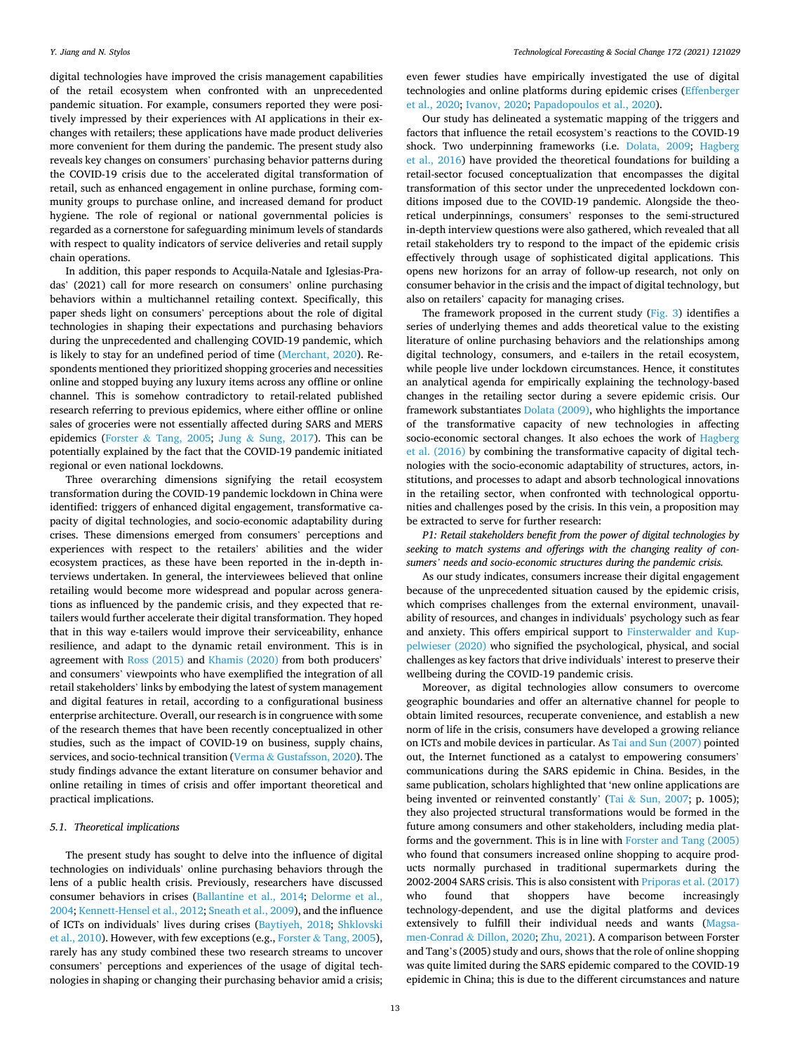digital technologies have improved the crisis management capabilities of the retail ecosystem when confronted with an unprecedented pandemic situation. For example, consumers reported they were positively impressed by their experiences with AI applications in their exchanges with retailers; these applications have made product deliveries more convenient for them during the pandemic. The present study also reveals key changes on consumers' purchasing behavior patterns during the COVID-19 crisis due to the accelerated digital transformation of retail, such as enhanced engagement in online purchase, forming community groups to purchase online, and increased demand for product hygiene. The role of regional or national governmental policies is regarded as a cornerstone for safeguarding minimum levels of standards with respect to quality indicators of service deliveries and retail supply chain operations.

In addition, this paper responds to Acquila-Natale and Iglesias-Pradas' (2021) call for more research on consumers' online purchasing behaviors within a multichannel retailing context. Specifically, this paper sheds light on consumers' perceptions about the role of digital technologies in shaping their expectations and purchasing behaviors during the unprecedented and challenging COVID-19 pandemic, which is likely to stay for an undefined period of time (Merchant, 2020). Respondents mentioned they prioritized shopping groceries and necessities online and stopped buying any luxury items across any offline or online channel. This is somehow contradictory to retail-related published research referring to previous epidemics, where either offline or online sales of groceries were not essentially affected during SARS and MERS epidemics (Forster & Tang, 2005; Jung & Sung, 2017). This can be potentially explained by the fact that the COVID-19 pandemic initiated regional or even national lockdowns.

Three overarching dimensions signifying the retail ecosystem transformation during the COVID-19 pandemic lockdown in China were identified: triggers of enhanced digital engagement, transformative capacity of digital technologies, and socio-economic adaptability during crises. These dimensions emerged from consumers' perceptions and experiences with respect to the retailers' abilities and the wider ecosystem practices, as these have been reported in the in-depth interviews undertaken. In general, the interviewees believed that online retailing would become more widespread and popular across generations as influenced by the pandemic crisis, and they expected that retailers would further accelerate their digital transformation. They hoped that in this way e-tailers would improve their serviceability, enhance resilience, and adapt to the dynamic retail environment. This is in agreement with Ross (2015) and Khamis (2020) from both producers' and consumers' viewpoints who have exemplified the integration of all retail stakeholders' links by embodying the latest of system management and digital features in retail, according to a configurational business enterprise architecture. Overall, our research is in congruence with some of the research themes that have been recently conceptualized in other studies, such as the impact of COVID-19 on business, supply chains, services, and socio-technical transition (Verma & Gustafsson, 2020). The study findings advance the extant literature on consumer behavior and online retailing in times of crisis and offer important theoretical and practical implications.

### 5.1. Theoretical implications

The present study has sought to delve into the influence of digital technologies on individuals' online purchasing behaviors through the lens of a public health crisis. Previously, researchers have discussed consumer behaviors in crises (Ballantine et al., 2014; Delorme et al., 2004; Kennett-Hensel et al., 2012; Sneath et al., 2009), and the influence of ICTs on individuals' lives during crises (Baytiyeh, 2018; Shklovski et al., 2010). However, with few exceptions (e.g., Forster & Tang, 2005), rarely has any study combined these two research streams to uncover consumers' perceptions and experiences of the usage of digital technologies in shaping or changing their purchasing behavior amid a crisis; even fewer studies have empirically investigated the use of digital technologies and online platforms during epidemic crises (Effenberger et al., 2020; Ivanov, 2020; Papadopoulos et al., 2020).

Our study has delineated a systematic mapping of the triggers and factors that influence the retail ecosystem's reactions to the COVID-19 shock. Two underpinning frameworks (i.e. Dolata, 2009; Hagberg et al., 2016) have provided the theoretical foundations for building a retail-sector focused conceptualization that encompasses the digital transformation of this sector under the unprecedented lockdown conditions imposed due to the COVID-19 pandemic. Alongside the theoretical underpinnings, consumers' responses to the semi-structured in-depth interview questions were also gathered, which revealed that all retail stakeholders try to respond to the impact of the epidemic crisis effectively through usage of sophisticated digital applications. This opens new horizons for an array of follow-up research, not only on consumer behavior in the crisis and the impact of digital technology, but also on retailers' capacity for managing crises.

The framework proposed in the current study (Fig. 3) identifies a series of underlying themes and adds theoretical value to the existing literature of online purchasing behaviors and the relationships among digital technology, consumers, and e-tailers in the retail ecosystem, while people live under lockdown circumstances. Hence, it constitutes an analytical agenda for empirically explaining the technology-based changes in the retailing sector during a severe epidemic crisis. Our framework substantiates Dolata (2009), who highlights the importance of the transformative capacity of new technologies in affecting socio-economic sectoral changes. It also echoes the work of Hagberg et al. (2016) by combining the transformative capacity of digital technologies with the socio-economic adaptability of structures, actors, institutions, and processes to adapt and absorb technological innovations in the retailing sector, when confronted with technological opportunities and challenges posed by the crisis. In this vein, a proposition may be extracted to serve for further research:

*P1: Retail stakeholders benefit from the power of digital technologies by seeking to match systems and offerings with the changing reality of consumers' needs and socio-economic structures during the pandemic crisis.*

As our study indicates, consumers increase their digital engagement because of the unprecedented situation caused by the epidemic crisis, which comprises challenges from the external environment, unavailability of resources, and changes in individuals' psychology such as fear and anxiety. This offers empirical support to Finsterwalder and Kuppelwieser (2020) who signified the psychological, physical, and social challenges as key factors that drive individuals' interest to preserve their wellbeing during the COVID-19 pandemic crisis.

Moreover, as digital technologies allow consumers to overcome geographic boundaries and offer an alternative channel for people to obtain limited resources, recuperate convenience, and establish a new norm of life in the crisis, consumers have developed a growing reliance on ICTs and mobile devices in particular. As Tai and Sun (2007) pointed out, the Internet functioned as a catalyst to empowering consumers' communications during the SARS epidemic in China. Besides, in the same publication, scholars highlighted that 'new online applications are being invented or reinvented constantly' (Tai & Sun, 2007; p. 1005); they also projected structural transformations would be formed in the future among consumers and other stakeholders, including media platforms and the government. This is in line with Forster and Tang (2005) who found that consumers increased online shopping to acquire products normally purchased in traditional supermarkets during the 2002-2004 SARS crisis. This is also consistent with Priporas et al. (2017) who found that shoppers have become increasingly technology-dependent, and use the digital platforms and devices extensively to fulfill their individual needs and wants (Magsamen-Conrad & Dillon, 2020; Zhu, 2021). A comparison between Forster and Tang's (2005) study and ours, shows that the role of online shopping was quite limited during the SARS epidemic compared to the COVID-19 epidemic in China; this is due to the different circumstances and nature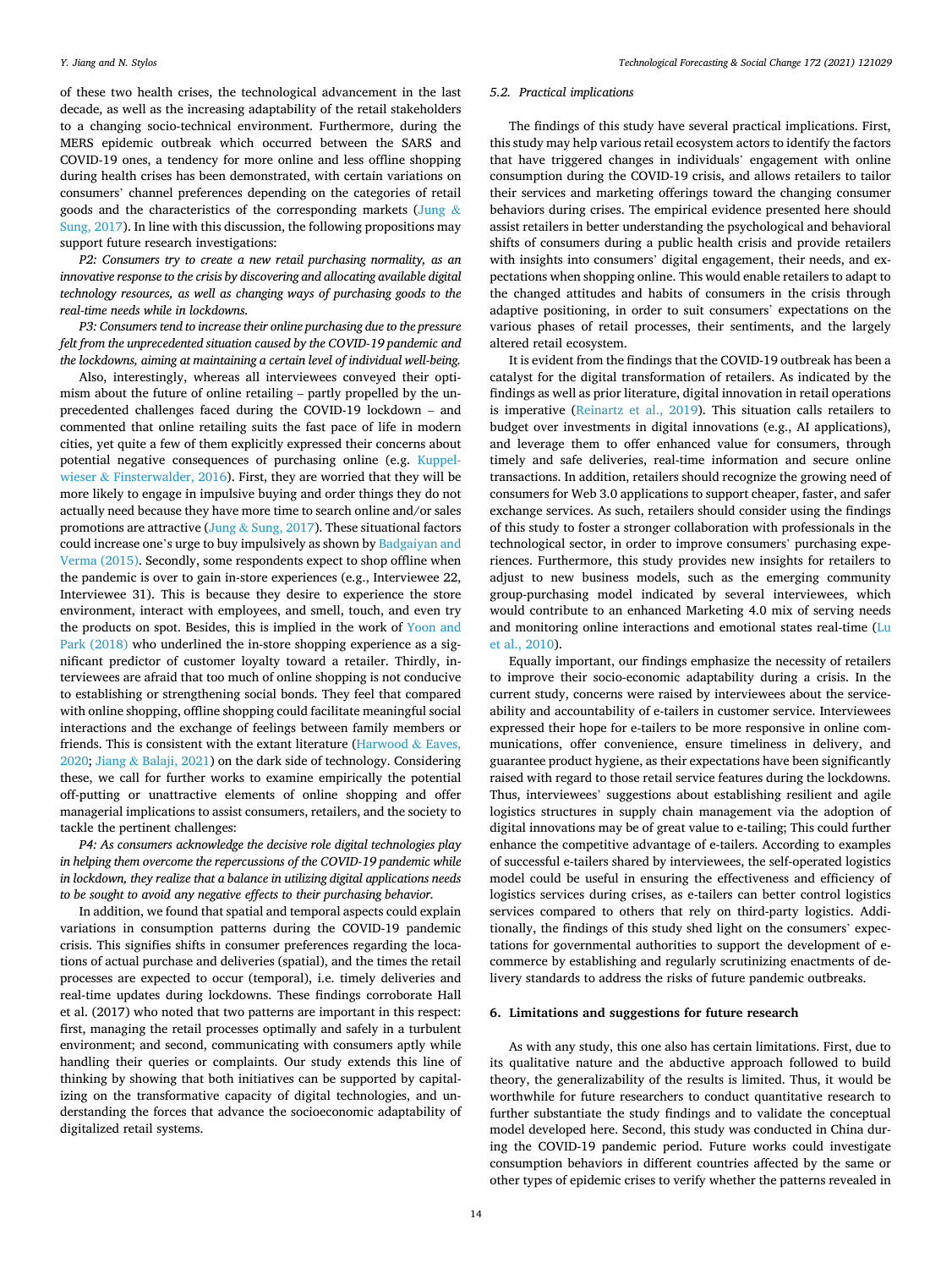of these two health crises, the technological advancement in the last decade, as well as the increasing adaptability of the retail stakeholders to a changing socio-technical environment. Furthermore, during the MERS epidemic outbreak which occurred between the SARS and COVID-19 ones, a tendency for more online and less offline shopping during health crises has been demonstrated, with certain variations on consumers' channel preferences depending on the categories of retail goods and the characteristics of the corresponding markets (Jung & Sung, 2017). In line with this discussion, the following propositions may support future research investigations:

*P2: Consumers try to create a new retail purchasing normality, as an innovative response to the crisis by discovering and allocating available digital technology resources, as well as changing ways of purchasing goods to the real-time needs while in lockdowns.*

*P3: Consumers tend to increase their online purchasing due to the pressure felt from the unprecedented situation caused by the COVID-19 pandemic and the lockdowns, aiming at maintaining a certain level of individual well-being.*

Also, interestingly, whereas all interviewees conveyed their optimism about the future of online retailing – partly propelled by the unprecedented challenges faced during the COVID-19 lockdown – and commented that online retailing suits the fast pace of life in modern cities, yet quite a few of them explicitly expressed their concerns about potential negative consequences of purchasing online (e.g. Kuppelwieser & Finsterwalder, 2016). First, they are worried that they will be more likely to engage in impulsive buying and order things they do not actually need because they have more time to search online and/or sales promotions are attractive (Jung & Sung, 2017). These situational factors could increase one's urge to buy impulsively as shown by Badgaiyan and Verma (2015). Secondly, some respondents expect to shop offline when the pandemic is over to gain in-store experiences (e.g., Interviewee 22, Interviewee 31). This is because they desire to experience the store environment, interact with employees, and smell, touch, and even try the products on spot. Besides, this is implied in the work of Yoon and Park (2018) who underlined the in-store shopping experience as a significant predictor of customer loyalty toward a retailer. Thirdly, interviewees are afraid that too much of online shopping is not conducive to establishing or strengthening social bonds. They feel that compared with online shopping, offline shopping could facilitate meaningful social interactions and the exchange of feelings between family members or friends. This is consistent with the extant literature (Harwood & Eaves, 2020; Jiang & Balaji, 2021) on the dark side of technology. Considering these, we call for further works to examine empirically the potential off-putting or unattractive elements of online shopping and offer managerial implications to assist consumers, retailers, and the society to tackle the pertinent challenges:

*P4: As consumers acknowledge the decisive role digital technologies play in helping them overcome the repercussions of the COVID-19 pandemic while in lockdown, they realize that a balance in utilizing digital applications needs to be sought to avoid any negative effects to their purchasing behavior.*

In addition, we found that spatial and temporal aspects could explain variations in consumption patterns during the COVID-19 pandemic crisis. This signifies shifts in consumer preferences regarding the locations of actual purchase and deliveries (spatial), and the times the retail processes are expected to occur (temporal), i.e. timely deliveries and real-time updates during lockdowns. These findings corroborate Hall et al. (2017) who noted that two patterns are important in this respect: first, managing the retail processes optimally and safely in a turbulent environment; and second, communicating with consumers aptly while handling their queries or complaints. Our study extends this line of thinking by showing that both initiatives can be supported by capitalizing on the transformative capacity of digital technologies, and understanding the forces that advance the socioeconomic adaptability of digitalized retail systems.

### 5.2. Practical implications

The findings of this study have several practical implications. First, this study may help various retail ecosystem actors to identify the factors that have triggered changes in individuals' engagement with online consumption during the COVID-19 crisis, and allows retailers to tailor their services and marketing offerings toward the changing consumer behaviors during crises. The empirical evidence presented here should assist retailers in better understanding the psychological and behavioral shifts of consumers during a public health crisis and provide retailers with insights into consumers' digital engagement, their needs, and expectations when shopping online. This would enable retailers to adapt to the changed attitudes and habits of consumers in the crisis through adaptive positioning, in order to suit consumers' expectations on the various phases of retail processes, their sentiments, and the largely altered retail ecosystem.

It is evident from the findings that the COVID-19 outbreak has been a catalyst for the digital transformation of retailers. As indicated by the findings as well as prior literature, digital innovation in retail operations is imperative (Reinartz et al., 2019). This situation calls retailers to budget over investments in digital innovations (e.g., AI applications), and leverage them to offer enhanced value for consumers, through timely and safe deliveries, real-time information and secure online transactions. In addition, retailers should recognize the growing need of consumers for Web 3.0 applications to support cheaper, faster, and safer exchange services. As such, retailers should consider using the findings of this study to foster a stronger collaboration with professionals in the technological sector, in order to improve consumers' purchasing experiences. Furthermore, this study provides new insights for retailers to adjust to new business models, such as the emerging community group-purchasing model indicated by several interviewees, which would contribute to an enhanced Marketing 4.0 mix of serving needs and monitoring online interactions and emotional states real-time (Lu et al., 2010).

Equally important, our findings emphasize the necessity of retailers to improve their socio-economic adaptability during a crisis. In the current study, concerns were raised by interviewees about the serviceability and accountability of e-tailers in customer service. Interviewees expressed their hope for e-tailers to be more responsive in online communications, offer convenience, ensure timeliness in delivery, and guarantee product hygiene, as their expectations have been significantly raised with regard to those retail service features during the lockdowns. Thus, interviewees' suggestions about establishing resilient and agile logistics structures in supply chain management via the adoption of digital innovations may be of great value to e-tailing; This could further enhance the competitive advantage of e-tailers. According to examples of successful e-tailers shared by interviewees, the self-operated logistics model could be useful in ensuring the effectiveness and efficiency of logistics services during crises, as e-tailers can better control logistics services compared to others that rely on third-party logistics. Additionally, the findings of this study shed light on the consumers' expectations for governmental authorities to support the development of e-commerce by establishing and regularly scrutinizing enactments of delivery standards to address the risks of future pandemic outbreaks.

## 6. Limitations and suggestions for future research

As with any study, this one also has certain limitations. First, due to its qualitative nature and the abductive approach followed to build theory, the generalizability of the results is limited. Thus, it would be worthwhile for future researchers to conduct quantitative research to further substantiate the study findings and to validate the conceptual model developed here. Second, this study was conducted in China during the COVID-19 pandemic period. Future works could investigate consumption behaviors in different countries affected by the same or other types of epidemic crises to verify whether the patterns revealed in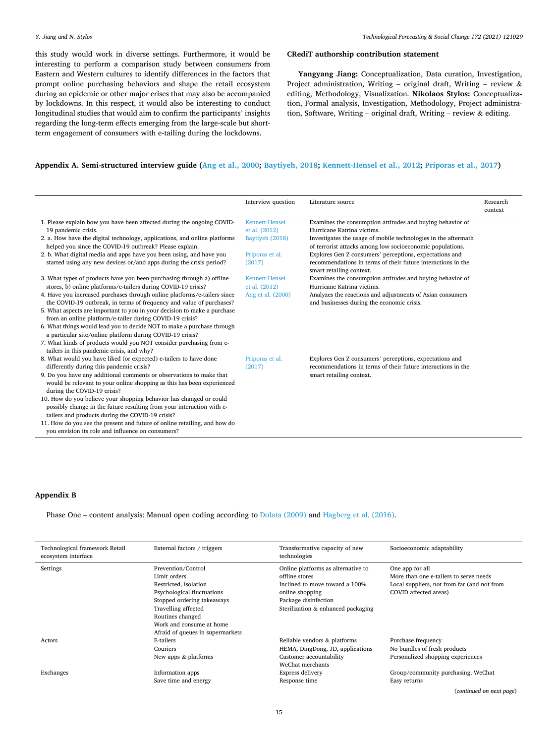this study would work in diverse settings. Furthermore, it would be interesting to perform a comparison study between consumers from Eastern and Western cultures to identify differences in the factors that prompt online purchasing behaviors and shape the retail ecosystem during an epidemic or other major crises that may also be accompanied by lockdowns. In this respect, it would also be interesting to conduct longitudinal studies that would aim to confirm the participants' insights regarding the long-term effects emerging from the large-scale but short-term engagement of consumers with e-tailing during the lockdowns.

## CRediT authorship contribution statement

**Yangyang Jiang:** Conceptualization, Data curation, Investigation, Project administration, Writing – original draft, Writing – review & editing, Methodology, Visualization. **Nikolaos Stylos:** Conceptualization, Formal analysis, Investigation, Methodology, Project administration, Software, Writing – original draft, Writing – review & editing.

## Appendix A. Semi-structured interview guide (Ang et al., 2000; Baytiyeh, 2018; Kennett-Hensel et al., 2012; Priporas et al., 2017)

| Interview question | Literature source | Research context |
|---|---|---|
| 1. Please explain how you have been affected during the ongoing COVID-19 pandemic crisis. | Kennett-Hensel et al. (2012) | Examines the consumption attitudes and buying behavior of Hurricane Katrina victims. |
| 2. a. How have the digital technology, applications, and online platforms helped you since the COVID-19 outbreak? Please explain. | Baytiyeh (2018) | Investigates the usage of mobile technologies in the aftermath of terrorist attacks among low socioeconomic populations. |
| 2. b. What digital media and apps have you been using, and have you started using any new devices or/and apps during the crisis period? | Priporas et al. (2017) | Explores Gen Z consumers' perceptions, expectations and recommendations in terms of their future interactions in the smart retailing context. |
| 3. What types of products have you been purchasing through a) offline stores, b) online platforms/e-tailers during COVID-19 crisis? | Kennett-Hensel et al. (2012) | Examines the consumption attitudes and buying behavior of Hurricane Katrina victims. |
| 4. Have you increased purchases through online platforms/e-tailers since the COVID-19 outbreak, in terms of frequency and value of purchases? | Ang et al. (2000) | Analyzes the reactions and adjustments of Asian consumers and businesses during the economic crisis. |
| 5. What aspects are important to you in your decision to make a purchase from an online platform/e-tailer during COVID-19 crisis? | | |
| 6. What things would lead you to decide NOT to make a purchase through a particular site/online platform during COVID-19 crisis? | | |
| 7. What kinds of products would you NOT consider purchasing from e-tailers in this pandemic crisis, and why? | | |
| 8. What would you have liked (or expected) e-tailers to have done differently during this pandemic crisis? | Priporas et al. (2017) | Explores Gen Z consumers' perceptions, expectations and recommendations in terms of their future interactions in the smart retailing context. |
| 9. Do you have any additional comments or observations to make that would be relevant to your online shopping as this has been experienced during the COVID-19 crisis? | | |
| 10. How do you believe your shopping behavior has changed or could possibly change in the future resulting from your interaction with e-tailers and products during the COVID-19 crisis? | | |
| 11. How do you see the present and future of online retailing, and how do you envision its role and influence on consumers? | | |

## Appendix B

Phase One – content analysis: Manual open coding according to Dolata (2009) and Hagberg et al. (2016).

| Technological framework Retail ecosystem interface | External factors / triggers | Transformative capacity of new technologies | Socioeconomic adaptability |
|---|---|---|---|
| Settings | Prevention/Control<br>Limit orders<br>Restricted, isolation<br>Psychological fluctuations<br>Stopped ordering takeaways<br>Travelling affected<br>Routines changed<br>Work and consume at home<br>Afraid of queues in supermarkets | Online platforms as alternative to offline stores<br>Inclined to move toward a 100% online shopping<br>Package disinfection<br>Sterilization & enhanced packaging | One app for all<br>More than one e-tailers to serve needs<br>Local suppliers, not from far (and not from COVID affected areas) |
| Actors | E-tailers<br>Couriers<br>New apps & platforms | Reliable vendors & platforms<br>HEMA, DingDong, JD, applications<br>Customer accountability<br>WeChat merchants | Purchase frequency<br>No bundles of fresh products<br>Personalized shopping experiences |
| Exchanges | Information apps<br>Save time and energy | Express delivery<br>Response time | Group/community purchasing, WeChat<br>Easy returns |

(*continued on next page*)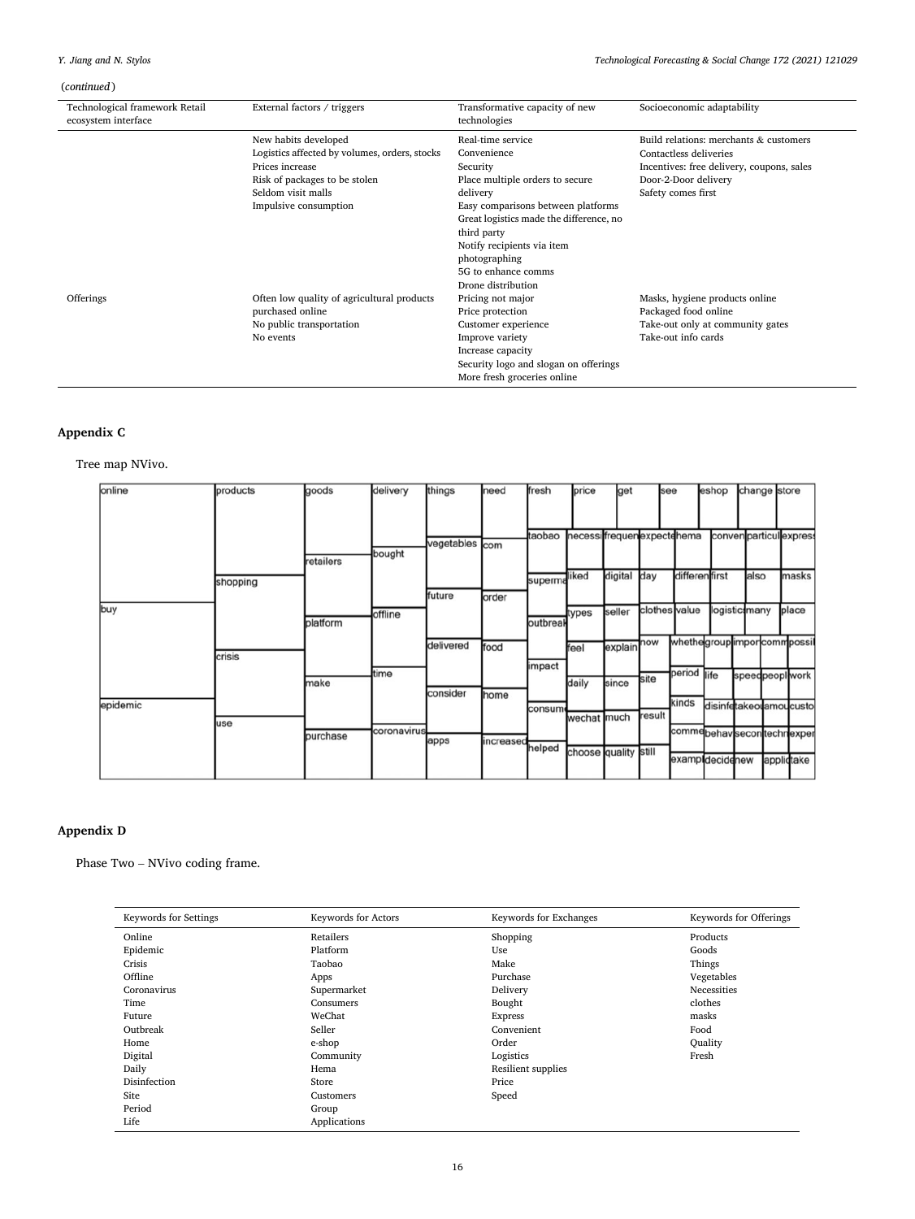(*continued*)

| Technological framework Retail ecosystem interface | External factors / triggers | Transformative capacity of new technologies | Socioeconomic adaptability |
|---|---|---|---|
| | New habits developed<br>Logistics affected by volumes, orders, stocks<br>Prices increase<br>Risk of packages to be stolen<br>Seldom visit malls<br>Impulsive consumption | Real-time service<br>Convenience<br>Security<br>Place multiple orders to secure delivery<br>Easy comparisons between platforms<br>Great logistics made the difference, no third party<br>Notify recipients via item photographing<br>5G to enhance comms<br>Drone distribution | Build relations: merchants & customers<br>Contactless deliveries<br>Incentives: free delivery, coupons, sales<br>Door-2-Door delivery<br>Safety comes first |
| Offerings | Often low quality of agricultural products purchased online<br>No public transportation<br>No events | Pricing not major<br>Price protection<br>Customer experience<br>Improve variety<br>Increase capacity<br>Security logo and slogan on offerings<br>More fresh groceries online | Masks, hygiene products online<br>Packaged food online<br>Take-out only at community gates<br>Take-out info cards |

## Appendix C

Tree map NVivo.

## Appendix D

Phase Two – NVivo coding frame.

| Keywords for Settings | Keywords for Actors | Keywords for Exchanges | Keywords for Offerings |
|---|---|---|---|
| Online | Retailers | Shopping | Products |
| Epidemic | Platform | Use | Goods |
| Crisis | Taobao | Make | Things |
| Offline | Apps | Purchase | Vegetables |
| Coronavirus | Supermarket | Delivery | Necessities |
| Time | Consumers | Bought | clothes |
| Future | WeChat | Express | masks |
| Outbreak | Seller | Convenient | Food |
| Home | e-shop | Order | Quality |
| Digital | Community | Logistics | Fresh |
| Daily | Hema | Resilient supplies | |
| Disinfection | Store | Price | |
| Site | Customers | Speed | |
| Period | Group | | |
| Life | Applications | | |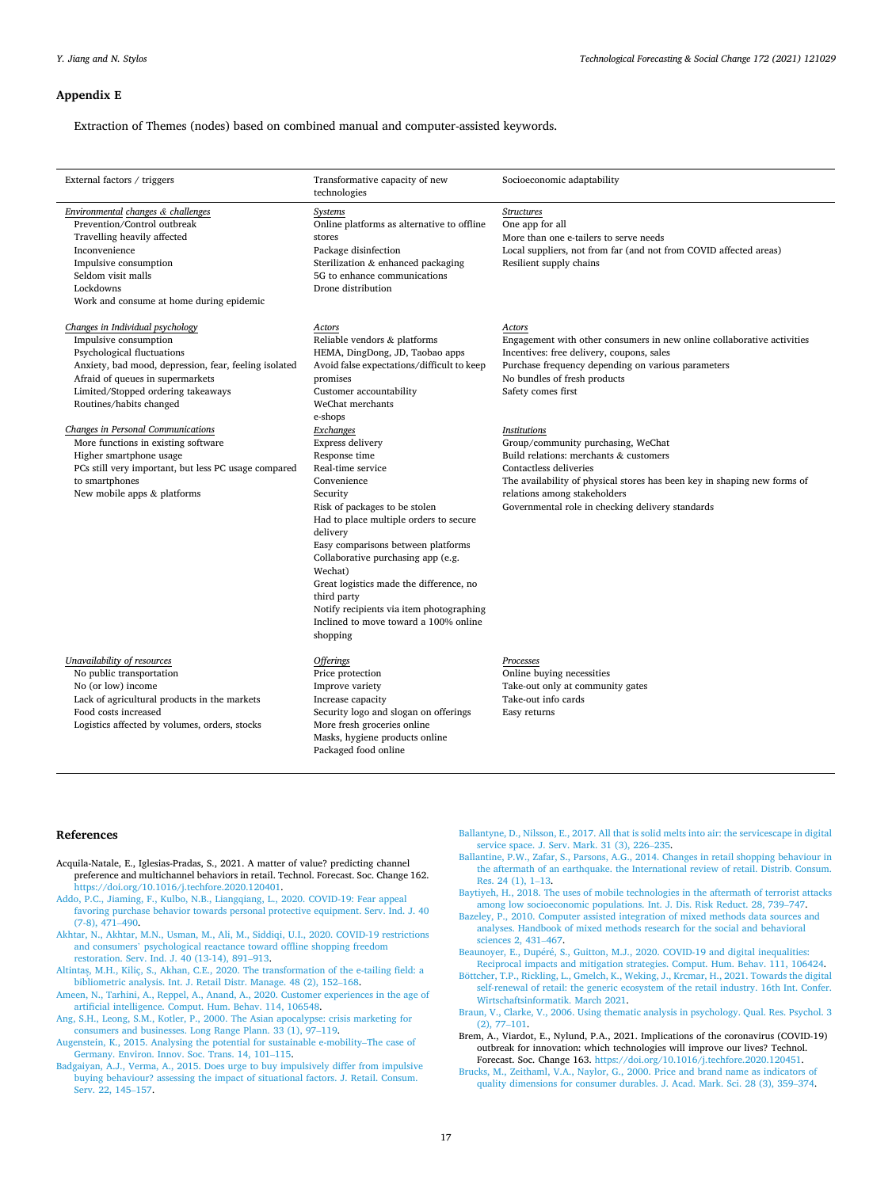## Appendix E

Extraction of Themes (nodes) based on combined manual and computer-assisted keywords.

| External factors / triggers | Transformative capacity of new technologies | Socioeconomic adaptability |
|---|---|---|
| *Environmental changes & challenges* | *Systems* | *Structures* |
| Prevention/Control outbreak | Online platforms as alternative to offline stores | One app for all |
| Travelling heavily affected | Package disinfection | More than one e-tailers to serve needs |
| Inconvenience | Sterilization & enhanced packaging | Local suppliers, not from far (and not from COVID affected areas) |
| Impulsive consumption | 5G to enhance communications | Resilient supply chains |
| Seldom visit malls | Drone distribution | |
| Lockdowns | | |
| Work and consume at home during epidemic | | |
| *Changes in Individual psychology* | *Actors* | *Actors* |
| Impulsive consumption | Reliable vendors & platforms | Engagement with other consumers in new online collaborative activities |
| Psychological fluctuations | HEMA, DingDong, JD, Taobao apps | Incentives: free delivery, coupons, sales |
| Anxiety, bad mood, depression, fear, feeling isolated | Avoid false expectations/difficult to keep promises | Purchase frequency depending on various parameters |
| Afraid of queues in supermarkets | Customer accountability | No bundles of fresh products |
| Limited/Stopped ordering takeaways | WeChat merchants | Safety comes first |
| Routines/habits changed | e-shops | |
| *Changes in Personal Communications* | *Exchanges* | *Institutions* |
| More functions in existing software | Express delivery | Group/community purchasing, WeChat |
| Higher smartphone usage | Response time | Build relations: merchants & customers |
| PCs still very important, but less PC usage compared to smartphones | Real-time service | Contactless deliveries |
| New mobile apps & platforms | Convenience | The availability of physical stores has been key in shaping new forms of relations among stakeholders |
| | Security | Governmental role in checking delivery standards |
| | Risk of packages to be stolen | |
| | Had to place multiple orders to secure delivery | |
| | Easy comparisons between platforms | |
| | Collaborative purchasing app (e.g. Wechat) | |
| | Great logistics made the difference, no third party | |
| | Notify recipients via item photographing | |
| | Inclined to move toward a 100% online shopping | |
| *Unavailability of resources* | *Offerings* | *Processes* |
| No public transportation | Price protection | Online buying necessities |
| No (or low) income | Improve variety | Take-out only at community gates |
| Lack of agricultural products in the markets | Increase capacity | Take-out info cards |
| Food costs increased | Security logo and slogan on offerings | Easy returns |
| Logistics affected by volumes, orders, stocks | More fresh groceries online | |
| | Masks, hygiene products online | |
| | Packaged food online | |

## References

Acquila-Natale, E., Iglesias-Pradas, S., 2021. A matter of value? predicting channel preference and multichannel behaviors in retail. Technol. Forecast. Soc. Change 162. https://doi.org/10.1016/j.techfore.2020.120401.

Addo, P.C., Jiaming, F., Kulbo, N.B., Liangqiang, L., 2020. COVID-19: Fear appeal favoring purchase behavior towards personal protective equipment. Serv. Ind. J. 40 (7-8), 471–490.

Akhtar, N., Akhtar, M.N., Usman, M., Ali, M., Siddiqi, U.I., 2020. COVID-19 restrictions and consumers' psychological reactance toward offline shopping freedom restoration. Serv. Ind. J. 40 (13-14), 891–913.

Altintaş, M.H., Kiliç, S., Akhan, C.E., 2020. The transformation of the e-tailing field: a bibliometric analysis. Int. J. Retail Distr. Manage. 48 (2), 152–168.

Ameen, N., Tarhini, A., Reppel, A., Anand, A., 2020. Customer experiences in the age of artificial intelligence. Comput. Hum. Behav. 114, 106548.

Ang, S.H., Leong, S.M., Kotler, P., 2000. The Asian apocalypse: crisis marketing for consumers and businesses. Long Range Plann. 33 (1), 97–119.

Augenstein, K., 2015. Analysing the potential for sustainable e-mobility–The case of Germany. Environ. Innov. Soc. Trans. 14, 101–115.

Badgaiyan, A.J., Verma, A., 2015. Does urge to buy impulsively differ from impulsive buying behaviour? assessing the impact of situational factors. J. Retail. Consum. Serv. 22, 145–157.

Ballantyne, D., Nilsson, E., 2017. All that is solid melts into air: the servicescape in digital service space. J. Serv. Mark. 31 (3), 226–235.

Ballantine, P.W., Zafar, S., Parsons, A.G., 2014. Changes in retail shopping behaviour in the aftermath of an earthquake. The International review of retail. Distrib. Consum. Res. 24 (1), 1–13.

Baytiyeh, H., 2018. The uses of mobile technologies in the aftermath of terrorist attacks among low socioeconomic populations. Int. J. Dis. Risk Reduct. 28, 739–747.

Bazeley, P., 2010. Computer assisted integration of mixed methods data sources and analyses. Handbook of mixed methods research for the social and behavioral sciences 2, 431–467.

Beaunoyer, E., Dupéré, S., Guitton, M.J., 2020. COVID-19 and digital inequalities: Reciprocal impacts and mitigation strategies. Comput. Hum. Behav. 111, 106424.

Böttcher, T.P., Rickling, L., Gmelch, K., Weking, J., Krcmar, H., 2021. Towards the digital self-renewal of retail: the generic ecosystem of the retail industry. 16th Int. Confer. Wirtschaftsinformatik. March 2021.

Braun, V., Clarke, V., 2006. Using thematic analysis in psychology. Qual. Res. Psychol. 3 (2), 77–101.

Brem, A., Viardot, E., Nylund, P.A., 2021. Implications of the coronavirus (COVID-19) outbreak for innovation: which technologies will improve our lives? Technol. Forecast. Soc. Change 163. https://doi.org/10.1016/j.techfore.2020.120451.

Brucks, M., Zeithaml, V.A., Naylor, G., 2000. Price and brand name as indicators of quality dimensions for consumer durables. J. Acad. Mark. Sci. 28 (3), 359–374.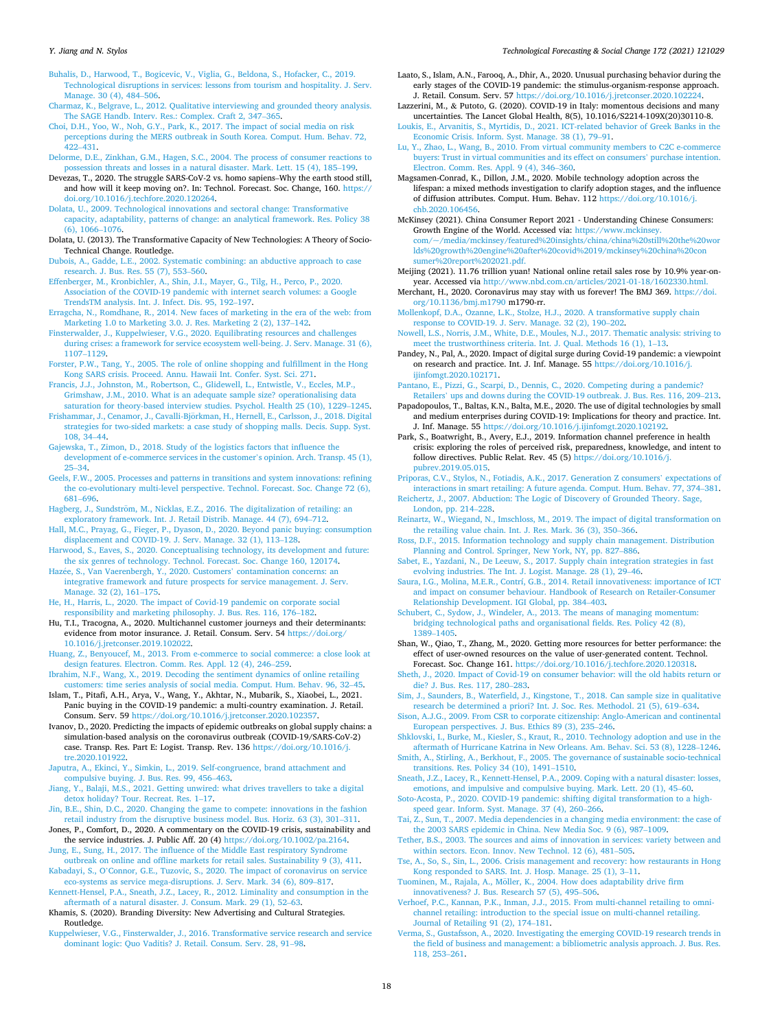Buhalis, D., Harwood, T., Bogicevic, V., Viglia, G., Beldona, S., Hofacker, C., 2019. Technological disruptions in services: lessons from tourism and hospitality. J. Serv. Manage. 30 (4), 484–506.

Charmaz, K., Belgrave, L., 2012. Qualitative interviewing and grounded theory analysis. The SAGE Handb. Interv. Res.: Complex. Craft 2, 347–365.

Choi, D.H., Yoo, W., Noh, G.Y., Park, K., 2017. The impact of social media on risk perceptions during the MERS outbreak in South Korea. Comput. Hum. Behav. 72, 422–431.

Delorme, D.E., Zinkhan, G.M., Hagen, S.C., 2004. The process of consumer reactions to possession threats and losses in a natural disaster. Mark. Lett. 15 (4), 185–199.

Devezas, T., 2020. The struggle SARS-CoV-2 vs. homo sapiens–Why the earth stood still, and how will it keep moving on?. In: Technol. Forecast. Soc. Change, 160. https://doi.org/10.1016/j.techfore.2020.120264.

Dolata, U., 2009. Technological innovations and sectoral change: Transformative capacity, adaptability, patterns of change: an analytical framework. Res. Policy 38 (6), 1066–1076.

Dolata, U. (2013). The Transformative Capacity of New Technologies: A Theory of Socio-Technical Change. Routledge.

Dubois, A., Gadde, L.E., 2002. Systematic combining: an abductive approach to case research. J. Bus. Res. 55 (7), 553–560.

Effenberger, M., Kronbichler, A., Shin, J.I., Mayer, G., Tilg, H., Perco, P., 2020. Association of the COVID-19 pandemic with internet search volumes: a Google TrendsTM analysis. Int. J. Infect. Dis. 95, 192–197.

Erragcha, N., Romdhane, R., 2014. New faces of marketing in the era of the web: from Marketing 1.0 to Marketing 3.0. J. Res. Marketing 2 (2), 137–142.

Finsterwalder, J., Kuppelwieser, V.G., 2020. Equilibrating resources and challenges during crises: a framework for service ecosystem well-being. J. Serv. Manage. 31 (6), 1107–1129.

Forster, P.W., Tang, Y., 2005. The role of online shopping and fulfillment in the Hong Kong SARS crisis. Proceed. Annu. Hawaii Int. Confer. Syst. Sci. 271.

Francis, J.J., Johnston, M., Robertson, C., Glidewell, L., Entwistle, V., Eccles, M.P., Grimshaw, J.M., 2010. What is an adequate sample size? operationalising data saturation for theory-based interview studies. Psychol. Health 25 (10), 1229–1245.

Frishammar, J., Cenamor, J., Cavalli-Björkman, H., Hernell, E., Carlsson, J., 2018. Digital strategies for two-sided markets: a case study of shopping malls. Decis. Supp. Syst. 108, 34–44.

Gajewska, T., Zimon, D., 2018. Study of the logistics factors that influence the development of e-commerce services in the customer's opinion. Arch. Transp. 45 (1), 25–34.

Geels, F.W., 2005. Processes and patterns in transitions and system innovations: refining the co-evolutionary multi-level perspective. Technol. Forecast. Soc. Change 72 (6), 681–696.

Hagberg, J., Sundström, M., Nicklas, E.Z., 2016. The digitalization of retailing: an exploratory framework. Int. J. Retail Distrib. Manage. 44 (7), 694–712.

Hall, M.C., Prayag, G., Fieger, P., Dyason, D., 2020. Beyond panic buying: consumption displacement and COVID-19. J. Serv. Manage. 32 (1), 113–128.

Harwood, S., Eaves, S., 2020. Conceptualising technology, its development and future: the six genres of technology. Technol. Forecast. Soc. Change 160, 120174.

Hazée, S., Van Vaerenbergh, Y., 2020. Customers' contamination concerns: an integrative framework and future prospects for service management. J. Serv. Manage. 32 (2), 161–175.

He, H., Harris, L., 2020. The impact of Covid-19 pandemic on corporate social responsibility and marketing philosophy. J. Bus. Res. 116, 176–182.

Hu, T.I., Tracogna, A., 2020. Multichannel customer journeys and their determinants: evidence from motor insurance. J. Retail. Consum. Serv. 54 https://doi.org/10.1016/j.jretconser.2019.102022.

Huang, Z., Benyoucef, M., 2013. From e-commerce to social commerce: a close look at design features. Electron. Comm. Res. Appl. 12 (4), 246–259.

Ibrahim, N.F., Wang, X., 2019. Decoding the sentiment dynamics of online retailing customers: time series analysis of social media. Comput. Hum. Behav. 96, 32–45.

Islam, T., Pitafi, A.H., Arya, V., Wang, Y., Akhtar, N., Mubarik, S., Xiaobei, L., 2021. Panic buying in the COVID-19 pandemic: a multi-country examination. J. Retail. Consum. Serv. 59 https://doi.org/10.1016/j.jretconser.2020.102357.

Ivanov, D., 2020. Predicting the impacts of epidemic outbreaks on global supply chains: a simulation-based analysis on the coronavirus outbreak (COVID-19/SARS-CoV-2) case. Transp. Res. Part E: Logist. Transp. Rev. 136 https://doi.org/10.1016/j.tre.2020.101922.

Japutra, A., Ekinci, Y., Simkin, L., 2019. Self-congruence, brand attachment and compulsive buying. J. Bus. Res. 99, 456–463.

Jiang, Y., Balaji, M.S., 2021. Getting unwired: what drives travellers to take a digital detox holiday? Tour. Recreat. Res. 1–17.

Jin, B.E., Shin, D.C., 2020. Changing the game to compete: innovations in the fashion retail industry from the disruptive business model. Bus. Horiz. 63 (3), 301–311.

Jones, P., Comfort, D., 2020. A commentary on the COVID-19 crisis, sustainability and the service industries. J. Public Aff. 20 (4) https://doi.org/10.1002/pa.2164.

Jung, E., Sung, H., 2017. The influence of the Middle East respiratory Syndrome outbreak on online and offline markets for retail sales. Sustainability 9 (3), 411.

Kabadayi, S., O'Connor, G.E., Tuzovic, S., 2020. The impact of coronavirus on service eco-systems as service mega-disruptions. J. Serv. Mark. 34 (6), 809–817.

Kennett-Hensel, P.A., Sneath, J.Z., Lacey, R., 2012. Liminality and consumption in the aftermath of a natural disaster. J. Consum. Mark. 29 (1), 52–63.

Khamis, S. (2020). Branding Diversity: New Advertising and Cultural Strategies. Routledge.

Kuppelwieser, V.G., Finsterwalder, J., 2016. Transformative service research and service dominant logic: Quo Vaditis? J. Retail. Consum. Serv. 28, 91–98.

Laato, S., Islam, A.N., Farooq, A., Dhir, A., 2020. Unusual purchasing behavior during the early stages of the COVID-19 pandemic: the stimulus-organism-response approach. J. Retail. Consum. Serv. 57 https://doi.org/10.1016/j.jretconser.2020.102224.

Lazzerini, M., & Putoto, G. (2020). COVID-19 in Italy: momentous decisions and many uncertainties. The Lancet Global Health, 8(5), 10.1016/S2214-109X(20)30110-8.

Loukis, E., Arvanitis, S., Myrtidis, D., 2021. ICT-related behavior of Greek Banks in the Economic Crisis. Inform. Syst. Manage. 38 (1), 79–91.

Lu, Y., Zhao, L., Wang, B., 2010. From virtual community members to C2C e-commerce buyers: Trust in virtual communities and its effect on consumers' purchase intention. Electron. Comm. Res. Appl. 9 (4), 346–360.

Magsamen-Conrad, K., Dillon, J.M., 2020. Mobile technology adoption across the lifespan: a mixed methods investigation to clarify adoption stages, and the influence of diffusion attributes. Comput. Hum. Behav. 112 https://doi.org/10.1016/j.chb.2020.106456.

McKinsey (2021). China Consumer Report 2021 - Understanding Chinese Consumers: Growth Engine of the World. Accessed via: https://www.mckinsey.com/~/media/mckinsey/featured%20insights/china/china%20still%20the%20worlds%20growth%20engine%20after%20covid%2019/mckinsey%20china%20consumer%20report%202021.pdf.

Meijing (2021). 11.76 trillion yuan! National online retail sales rose by 10.9% year-on-year. Accessed via http://www.nbd.com.cn/articles/2021-01-18/1602330.html.

Merchant, H., 2020. Coronavirus may stay with us forever! The BMJ 369. https://doi.org/10.1136/bmj.m1790 m1790-rr.

Mollenkopf, D.A., Ozanne, L.K., Stolze, H.J., 2020. A transformative supply chain response to COVID-19. J. Serv. Manage. 32 (2), 190–202.

Nowell, L.S., Norris, J.M., White, D.E., Moules, N.J., 2017. Thematic analysis: striving to meet the trustworthiness criteria. Int. J. Qual. Methods 16 (1), 1–13.

Pandey, N., Pal, A., 2020. Impact of digital surge during Covid-19 pandemic: a viewpoint on research and practice. Int. J. Inf. Manage. 55 https://doi.org/10.1016/j.ijinfomgt.2020.102171.

Pantano, E., Pizzi, G., Scarpi, D., Dennis, C., 2020. Competing during a pandemic? Retailers' ups and downs during the COVID-19 outbreak. J. Bus. Res. 116, 209–213.

Papadopoulos, T., Baltas, K.N., Balta, M.E., 2020. The use of digital technologies by small and medium enterprises during COVID-19: Implications for theory and practice. Int. J. Inf. Manage. 55 https://doi.org/10.1016/j.ijinfomgt.2020.102192.

Park, S., Boatwright, B., Avery, E.J., 2019. Information channel preference in health crisis: exploring the roles of perceived risk, preparedness, knowledge, and intent to follow directives. Public Relat. Rev. 45 (5) https://doi.org/10.1016/j.pubrev.2019.05.015.

Priporas, C.V., Stylos, N., Fotiadis, A.K., 2017. Generation Z consumers' expectations of interactions in smart retailing: A future agenda. Comput. Hum. Behav. 77, 374–381.

Reichertz, J., 2007. Abduction: The Logic of Discovery of Grounded Theory. Sage, London, pp. 214–228.

Reinartz, W., Wiegand, N., Imschloss, M., 2019. The impact of digital transformation on the retailing value chain. Int. J. Res. Mark. 36 (3), 350–366.

Ross, D.F., 2015. Information technology and supply chain management. Distribution Planning and Control. Springer, New York, NY, pp. 827–886.

Sabet, E., Yazdani, N., De Leeuw, S., 2017. Supply chain integration strategies in fast evolving industries. The Int. J. Logist. Manage. 28 (1), 29–46.

Saura, I.G., Molina, M.E.R., Contrí, G.B., 2014. Retail innovativeness: importance of ICT and impact on consumer behaviour. Handbook of Research on Retailer-Consumer Relationship Development. IGI Global, pp. 384–403.

Schubert, C., Sydow, J., Windeler, A., 2013. The means of managing momentum: bridging technological paths and organisational fields. Res. Policy 42 (8), 1389–1405.

Shan, W., Qiao, T., Zhang, M., 2020. Getting more resources for better performance: the effect of user-owned resources on the value of user-generated content. Technol. Forecast. Soc. Change 161. https://doi.org/10.1016/j.techfore.2020.120318.

Sheth, J., 2020. Impact of Covid-19 on consumer behavior: will the old habits return or die? J. Bus. Res. 117, 280–283.

Sim, J., Saunders, B., Waterfield, J., Kingstone, T., 2018. Can sample size in qualitative research be determined a priori? Int. J. Soc. Res. Methodol. 21 (5), 619–634.

Sison, A.J.G., 2009. From CSR to corporate citizenship: Anglo-American and continental European perspectives. J. Bus. Ethics 89 (3), 235–246.

Shklovski, I., Burke, M., Kiesler, S., Kraut, R., 2010. Technology adoption and use in the aftermath of Hurricane Katrina in New Orleans. Am. Behav. Sci. 53 (8), 1228–1246.

Smith, A., Stirling, A., Berkhout, F., 2005. The governance of sustainable socio-technical transitions. Res. Policy 34 (10), 1491–1510.

Sneath, J.Z., Lacey, R., Kennett-Hensel, P.A., 2009. Coping with a natural disaster: losses, emotions, and impulsive and compulsive buying. Mark. Lett. 20 (1), 45–60.

Soto-Acosta, P., 2020. COVID-19 pandemic: shifting digital transformation to a high-speed gear. Inform. Syst. Manage. 37 (4), 260–266.

Tai, Z., Sun, T., 2007. Media dependencies in a changing media environment: the case of the 2003 SARS epidemic in China. New Media Soc. 9 (6), 987–1009.

Tether, B.S., 2003. The sources and aims of innovation in services: variety between and within sectors. Econ. Innov. New Technol. 12 (6), 481–505.

Tse, A., So, S., Sin, L., 2006. Crisis management and recovery: how restaurants in Hong Kong responded to SARS. Int. J. Hosp. Manage. 25 (1), 3–11.

Tuominen, M., Rajala, A., Möller, K., 2004. How does adaptability drive firm innovativeness? J. Bus. Research 57 (5), 495–506.

Verhoef, P.C., Kannan, P.K., Inman, J.J., 2015. From multi-channel retailing to omni-channel retailing: introduction to the special issue on multi-channel retailing. Journal of Retailing 91 (2), 174–181.

Verma, S., Gustafsson, A., 2020. Investigating the emerging COVID-19 research trends in the field of business and management: a bibliometric analysis approach. J. Bus. Res. 118, 253–261.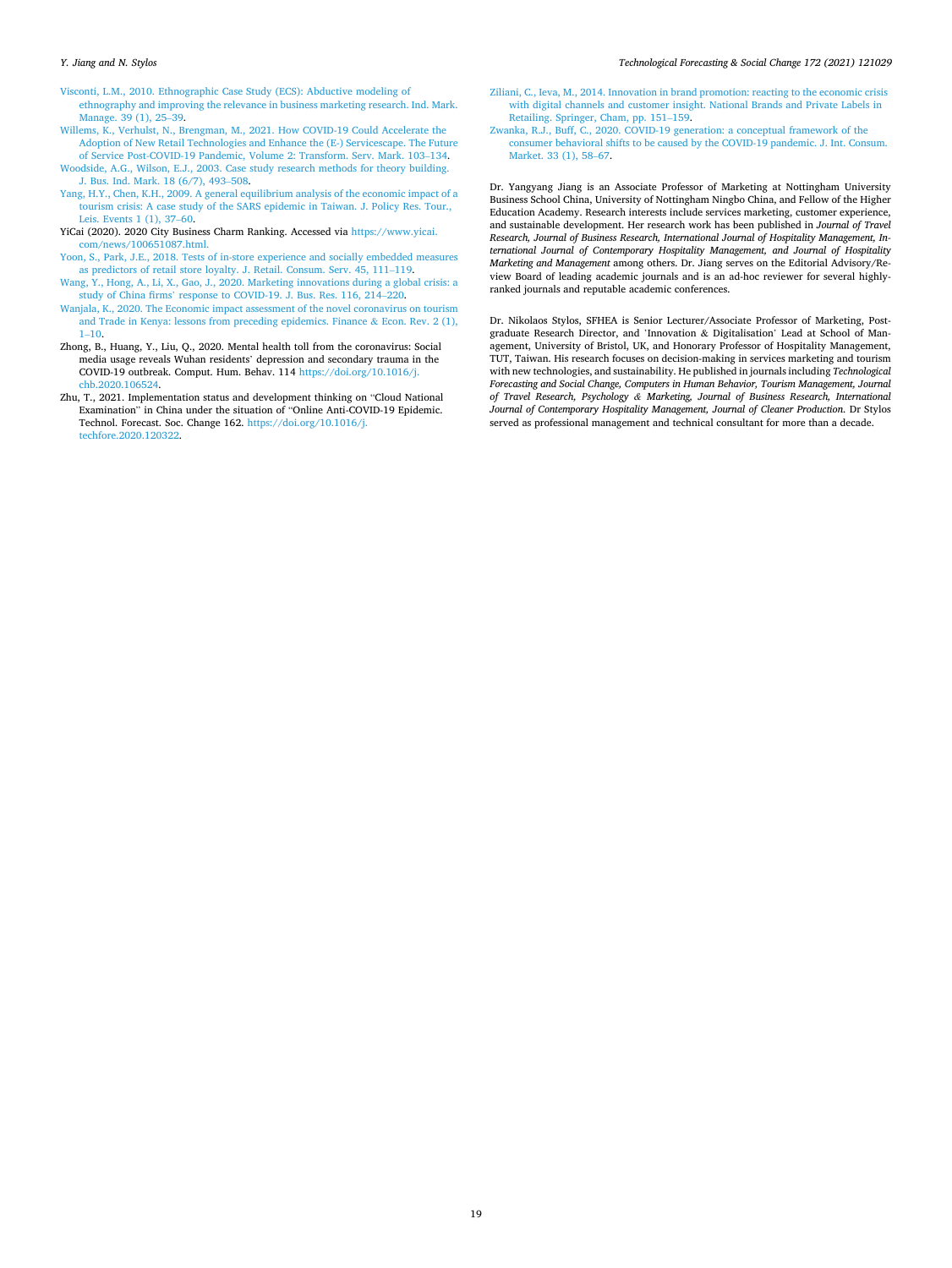Visconti, L.M., 2010. Ethnographic Case Study (ECS): Abductive modeling of ethnography and improving the relevance in business marketing research. Ind. Mark. Manage. 39 (1), 25–39.

Willems, K., Verhulst, N., Brengman, M., 2021. How COVID-19 Could Accelerate the Adoption of New Retail Technologies and Enhance the (E-) Servicescape. The Future of Service Post-COVID-19 Pandemic, Volume 2: Transform. Serv. Mark. 103–134.

Woodside, A.G., Wilson, E.J., 2003. Case study research methods for theory building. J. Bus. Ind. Mark. 18 (6/7), 493–508.

Yang, H.Y., Chen, K.H., 2009. A general equilibrium analysis of the economic impact of a tourism crisis: A case study of the SARS epidemic in Taiwan. J. Policy Res. Tour., Leis. Events 1 (1), 37–60.

YiCai (2020). 2020 City Business Charm Ranking. Accessed via https://www.yicai.com/news/100651087.html.

Yoon, S., Park, J.E., 2018. Tests of in-store experience and socially embedded measures as predictors of retail store loyalty. J. Retail. Consum. Serv. 45, 111–119.

Wang, Y., Hong, A., Li, X., Gao, J., 2020. Marketing innovations during a global crisis: a study of China firms' response to COVID-19. J. Bus. Res. 116, 214–220.

Wanjala, K., 2020. The Economic impact assessment of the novel coronavirus on tourism and Trade in Kenya: lessons from preceding epidemics. Finance & Econ. Rev. 2 (1), 1–10.

Zhong, B., Huang, Y., Liu, Q., 2020. Mental health toll from the coronavirus: Social media usage reveals Wuhan residents' depression and secondary trauma in the COVID-19 outbreak. Comput. Hum. Behav. 114 https://doi.org/10.1016/j.chb.2020.106524.

Zhu, T., 2021. Implementation status and development thinking on "Cloud National Examination" in China under the situation of "Online Anti-COVID-19 Epidemic. Technol. Forecast. Soc. Change 162. https://doi.org/10.1016/j.techfore.2020.120322.

Ziliani, C., Ieva, M., 2014. Innovation in brand promotion: reacting to the economic crisis with digital channels and customer insight. National Brands and Private Labels in Retailing. Springer, Cham, pp. 151–159.

Zwanka, R.J., Buff, C., 2020. COVID-19 generation: a conceptual framework of the consumer behavioral shifts to be caused by the COVID-19 pandemic. J. Int. Consum. Market. 33 (1), 58–67.

Dr. Yangyang Jiang is an Associate Professor of Marketing at Nottingham University Business School China, University of Nottingham Ningbo China, and Fellow of the Higher Education Academy. Research interests include services marketing, customer experience, and sustainable development. Her research work has been published in *Journal of Travel Research, Journal of Business Research, International Journal of Hospitality Management, International Journal of Contemporary Hospitality Management, and Journal of Hospitality Marketing and Management* among others. Dr. Jiang serves on the Editorial Advisory/Review Board of leading academic journals and is an ad-hoc reviewer for several highly-ranked journals and reputable academic conferences.

Dr. Nikolaos Stylos, SFHEA is Senior Lecturer/Associate Professor of Marketing, Postgraduate Research Director, and 'Innovation & Digitalisation' Lead at School of Management, University of Bristol, UK, and Honorary Professor of Hospitality Management, TUT, Taiwan. His research focuses on decision-making in services marketing and tourism with new technologies, and sustainability. He published in journals including *Technological Forecasting and Social Change, Computers in Human Behavior, Tourism Management, Journal of Travel Research, Psychology & Marketing, Journal of Business Research, International Journal of Contemporary Hospitality Management, Journal of Cleaner Production.* Dr Stylos served as professional management and technical consultant for more than a decade.